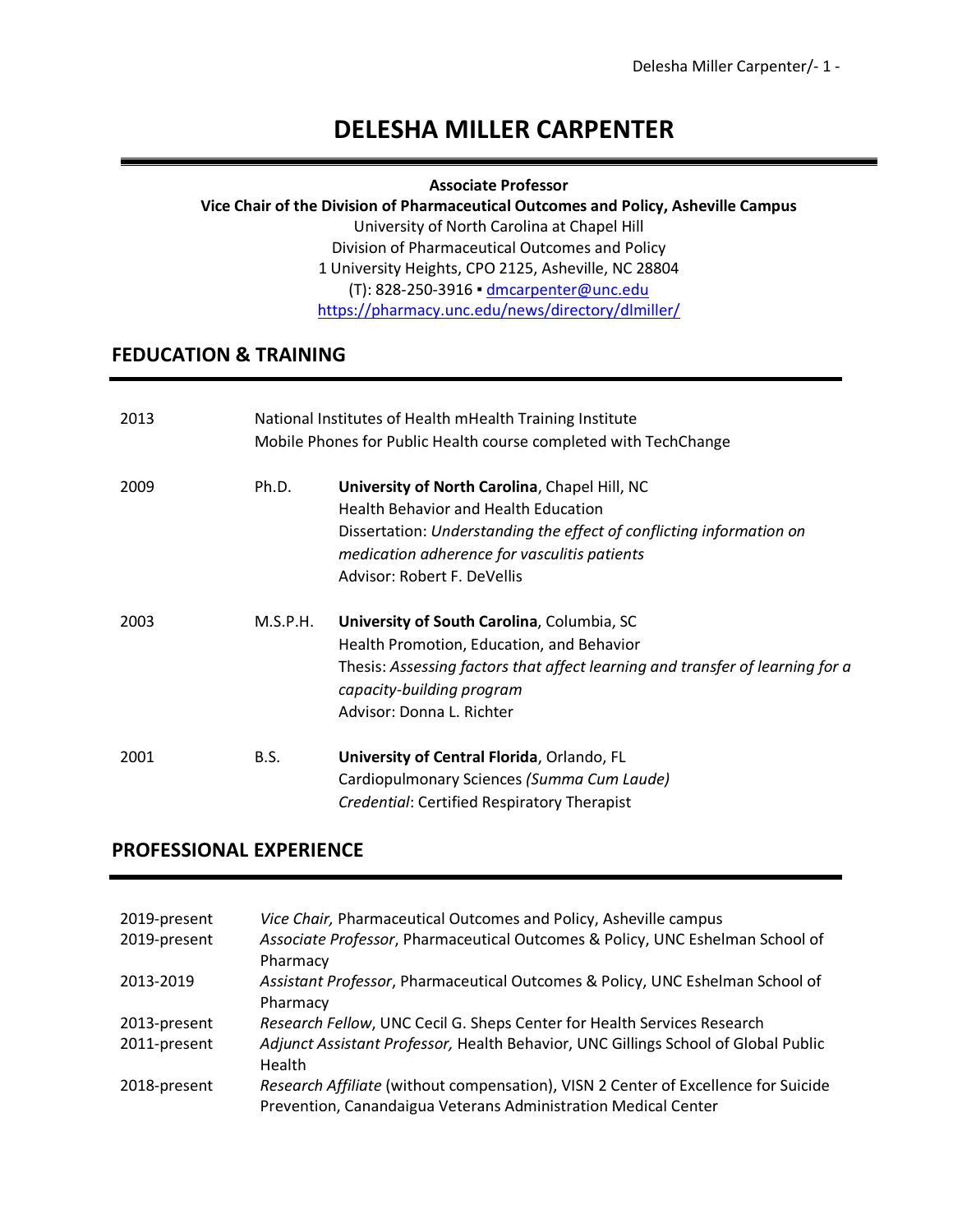# DELESHA MILLER CARPENTER

**Associate Professor**
**Vice Chair of the Division of Pharmaceutical Outcomes and Policy, Asheville Campus**
University of North Carolina at Chapel Hill
Division of Pharmaceutical Outcomes and Policy
1 University Heights, CPO 2125, Asheville, NC 28804
(T): 828-250-3916 ▪ dmcarpenter@unc.edu
https://pharmacy.unc.edu/news/directory/dlmiller/

## FEDUCATION & TRAINING

2013 — National Institutes of Health mHealth Training Institute
Mobile Phones for Public Health course completed with TechChange

2009 — Ph.D. — **University of North Carolina**, Chapel Hill, NC
Health Behavior and Health Education
Dissertation: *Understanding the effect of conflicting information on medication adherence for vasculitis patients*
Advisor: Robert F. DeVellis

2003 — M.S.P.H. — **University of South Carolina**, Columbia, SC
Health Promotion, Education, and Behavior
Thesis: *Assessing factors that affect learning and transfer of learning for a capacity-building program*
Advisor: Donna L. Richter

2001 — B.S. — **University of Central Florida**, Orlando, FL
Cardiopulmonary Sciences *(Summa Cum Laude)*
*Credential*: Certified Respiratory Therapist

## PROFESSIONAL EXPERIENCE

| | |
|---|---|
| 2019-present | *Vice Chair,* Pharmaceutical Outcomes and Policy, Asheville campus |
| 2019-present | *Associate Professor*, Pharmaceutical Outcomes & Policy, UNC Eshelman School of Pharmacy |
| 2013-2019 | *Assistant Professor*, Pharmaceutical Outcomes & Policy, UNC Eshelman School of Pharmacy |
| 2013-present | *Research Fellow*, UNC Cecil G. Sheps Center for Health Services Research |
| 2011-present | *Adjunct Assistant Professor,* Health Behavior, UNC Gillings School of Global Public Health |
| 2018-present | *Research Affiliate* (without compensation), VISN 2 Center of Excellence for Suicide Prevention, Canandaigua Veterans Administration Medical Center |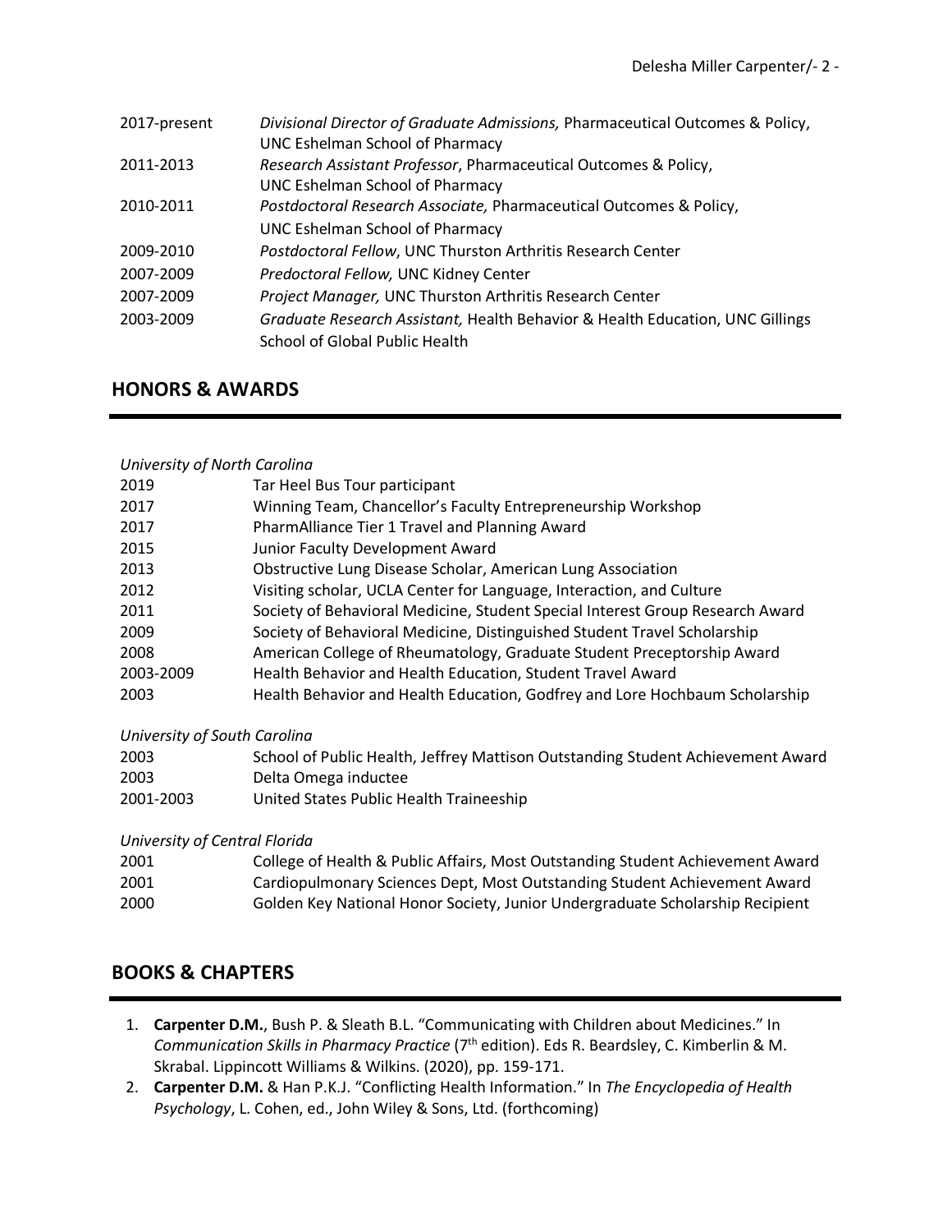| | |
|---|---|
| 2017-present | *Divisional Director of Graduate Admissions,* Pharmaceutical Outcomes & Policy, UNC Eshelman School of Pharmacy |
| 2011-2013 | *Research Assistant Professor*, Pharmaceutical Outcomes & Policy, UNC Eshelman School of Pharmacy |
| 2010-2011 | *Postdoctoral Research Associate,* Pharmaceutical Outcomes & Policy, UNC Eshelman School of Pharmacy |
| 2009-2010 | *Postdoctoral Fellow*, UNC Thurston Arthritis Research Center |
| 2007-2009 | *Predoctoral Fellow,* UNC Kidney Center |
| 2007-2009 | *Project Manager,* UNC Thurston Arthritis Research Center |
| 2003-2009 | *Graduate Research Assistant,* Health Behavior & Health Education, UNC Gillings School of Global Public Health |

## HONORS & AWARDS

*University of North Carolina*

| | |
|---|---|
| 2019 | Tar Heel Bus Tour participant |
| 2017 | Winning Team, Chancellor's Faculty Entrepreneurship Workshop |
| 2017 | PharmAlliance Tier 1 Travel and Planning Award |
| 2015 | Junior Faculty Development Award |
| 2013 | Obstructive Lung Disease Scholar, American Lung Association |
| 2012 | Visiting scholar, UCLA Center for Language, Interaction, and Culture |
| 2011 | Society of Behavioral Medicine, Student Special Interest Group Research Award |
| 2009 | Society of Behavioral Medicine, Distinguished Student Travel Scholarship |
| 2008 | American College of Rheumatology, Graduate Student Preceptorship Award |
| 2003-2009 | Health Behavior and Health Education, Student Travel Award |
| 2003 | Health Behavior and Health Education, Godfrey and Lore Hochbaum Scholarship |

*University of South Carolina*

| | |
|---|---|
| 2003 | School of Public Health, Jeffrey Mattison Outstanding Student Achievement Award |
| 2003 | Delta Omega inductee |
| 2001-2003 | United States Public Health Traineeship |

*University of Central Florida*

| | |
|---|---|
| 2001 | College of Health & Public Affairs, Most Outstanding Student Achievement Award |
| 2001 | Cardiopulmonary Sciences Dept, Most Outstanding Student Achievement Award |
| 2000 | Golden Key National Honor Society, Junior Undergraduate Scholarship Recipient |

## BOOKS & CHAPTERS

1. **Carpenter D.M.**, Bush P. & Sleath B.L. "Communicating with Children about Medicines." In *Communication Skills in Pharmacy Practice* (7th edition). Eds R. Beardsley, C. Kimberlin & M. Skrabal. Lippincott Williams & Wilkins. (2020), pp. 159-171.
2. **Carpenter D.M.** & Han P.K.J. "Conflicting Health Information." In *The Encyclopedia of Health Psychology*, L. Cohen, ed., John Wiley & Sons, Ltd. (forthcoming)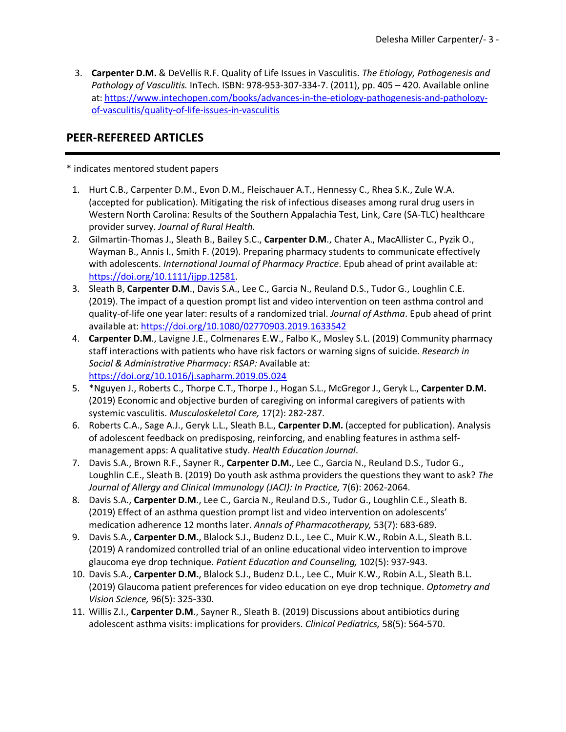3. **Carpenter D.M.** & DeVellis R.F. Quality of Life Issues in Vasculitis. *The Etiology, Pathogenesis and Pathology of Vasculitis.* InTech. ISBN: 978-953-307-334-7. (2011), pp. 405 – 420. Available online at: https://www.intechopen.com/books/advances-in-the-etiology-pathogenesis-and-pathology-of-vasculitis/quality-of-life-issues-in-vasculitis

## PEER-REFEREED ARTICLES

* indicates mentored student papers

1. Hurt C.B., Carpenter D.M., Evon D.M., Fleischauer A.T., Hennessy C., Rhea S.K., Zule W.A. (accepted for publication). Mitigating the risk of infectious diseases among rural drug users in Western North Carolina: Results of the Southern Appalachia Test, Link, Care (SA-TLC) healthcare provider survey. *Journal of Rural Health.*
2. Gilmartin-Thomas J., Sleath B., Bailey S.C., **Carpenter D.M**., Chater A., MacAllister C., Pyzik O., Wayman B., Annis I., Smith F. (2019). Preparing pharmacy students to communicate effectively with adolescents. *International Journal of Pharmacy Practice*. Epub ahead of print available at: https://doi.org/10.1111/ijpp.12581.
3. Sleath B, **Carpenter D.M**., Davis S.A., Lee C., Garcia N., Reuland D.S., Tudor G., Loughlin C.E. (2019). The impact of a question prompt list and video intervention on teen asthma control and quality-of-life one year later: results of a randomized trial. *Journal of Asthma*. Epub ahead of print available at: https://doi.org/10.1080/02770903.2019.1633542
4. **Carpenter D.M**., Lavigne J.E., Colmenares E.W., Falbo K., Mosley S.L. (2019) Community pharmacy staff interactions with patients who have risk factors or warning signs of suicide. *Research in Social & Administrative Pharmacy: RSAP:* Available at: https://doi.org/10.1016/j.sapharm.2019.05.024
5. *Nguyen J., Roberts C., Thorpe C.T., Thorpe J., Hogan S.L., McGregor J., Geryk L., **Carpenter D.M.** (2019) Economic and objective burden of caregiving on informal caregivers of patients with systemic vasculitis. *Musculoskeletal Care,* 17(2): 282-287.
6. Roberts C.A., Sage A.J., Geryk L.L., Sleath B.L., **Carpenter D.M.** (accepted for publication). Analysis of adolescent feedback on predisposing, reinforcing, and enabling features in asthma self-management apps: A qualitative study. *Health Education Journal*.
7. Davis S.A., Brown R.F., Sayner R., **Carpenter D.M.**, Lee C., Garcia N., Reuland D.S., Tudor G., Loughlin C.E., Sleath B. (2019) Do youth ask asthma providers the questions they want to ask? *The Journal of Allergy and Clinical Immunology (JACI): In Practice,* 7(6): 2062-2064.
8. Davis S.A., **Carpenter D.M**., Lee C., Garcia N., Reuland D.S., Tudor G., Loughlin C.E., Sleath B. (2019) Effect of an asthma question prompt list and video intervention on adolescents' medication adherence 12 months later. *Annals of Pharmacotherapy,* 53(7): 683-689.
9. Davis S.A., **Carpenter D.M.**, Blalock S.J., Budenz D.L., Lee C., Muir K.W., Robin A.L., Sleath B.L. (2019) A randomized controlled trial of an online educational video intervention to improve glaucoma eye drop technique. *Patient Education and Counseling,* 102(5): 937-943.
10. Davis S.A., **Carpenter D.M.**, Blalock S.J., Budenz D.L., Lee C., Muir K.W., Robin A.L., Sleath B.L. (2019) Glaucoma patient preferences for video education on eye drop technique. *Optometry and Vision Science,* 96(5): 325-330.
11. Willis Z.I., **Carpenter D.M**., Sayner R., Sleath B. (2019) Discussions about antibiotics during adolescent asthma visits: implications for providers. *Clinical Pediatrics,* 58(5): 564-570.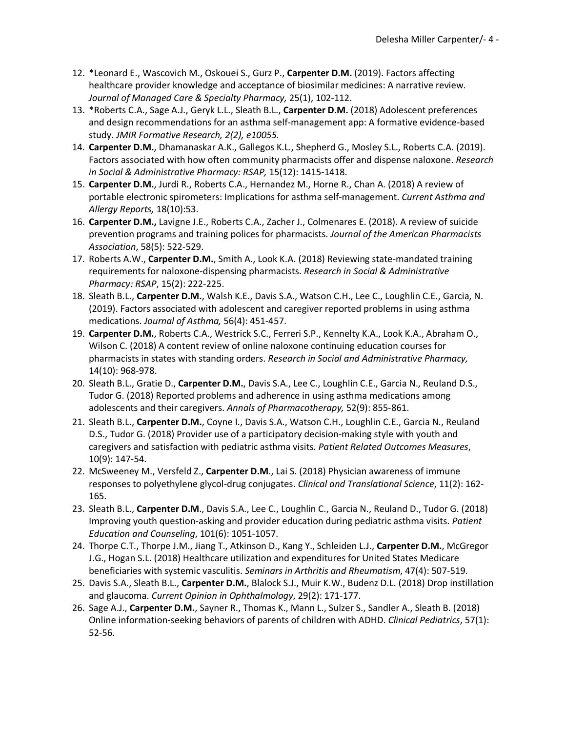12. *Leonard E., Wascovich M., Oskouei S., Gurz P., **Carpenter D.M.** (2019). Factors affecting healthcare provider knowledge and acceptance of biosimilar medicines: A narrative review. *Journal of Managed Care & Specialty Pharmacy,* 25(1), 102-112.
13. *Roberts C.A., Sage A.J., Geryk L.L., Sleath B.L., **Carpenter D.M.** (2018) Adolescent preferences and design recommendations for an asthma self-management app: A formative evidence-based study. *JMIR Formative Research, 2(2), e10055.*
14. **Carpenter D.M.**, Dhamanaskar A.K., Gallegos K.L., Shepherd G., Mosley S.L., Roberts C.A. (2019). Factors associated with how often community pharmacists offer and dispense naloxone. *Research in Social & Administrative Pharmacy: RSAP,* 15(12): 1415-1418.
15. **Carpenter D.M.**, Jurdi R., Roberts C.A., Hernandez M., Horne R., Chan A. (2018) A review of portable electronic spirometers: Implications for asthma self-management. *Current Asthma and Allergy Reports,* 18(10):53.
16. **Carpenter D.M.,** Lavigne J.E., Roberts C.A., Zacher J., Colmenares E. (2018). A review of suicide prevention programs and training polices for pharmacists. *Journal of the American Pharmacists Association*, 58(5): 522-529.
17. Roberts A.W., **Carpenter D.M.**, Smith A., Look K.A. (2018) Reviewing state-mandated training requirements for naloxone-dispensing pharmacists. *Research in Social & Administrative Pharmacy: RSAP*, 15(2): 222-225.
18. Sleath B.L., **Carpenter D.M.**, Walsh K.E., Davis S.A., Watson C.H., Lee C., Loughlin C.E., Garcia, N. (2019). Factors associated with adolescent and caregiver reported problems in using asthma medications. *Journal of Asthma,* 56(4): 451-457.
19. **Carpenter D.M.**, Roberts C.A., Westrick S.C., Ferreri S.P., Kennelty K.A., Look K.A., Abraham O., Wilson C. (2018) A content review of online naloxone continuing education courses for pharmacists in states with standing orders. *Research in Social and Administrative Pharmacy,* 14(10): 968-978.
20. Sleath B.L., Gratie D., **Carpenter D.M.**, Davis S.A., Lee C., Loughlin C.E., Garcia N., Reuland D.S., Tudor G. (2018) Reported problems and adherence in using asthma medications among adolescents and their caregivers. *Annals of Pharmacotherapy,* 52(9): 855-861.
21. Sleath B.L., **Carpenter D.M.**, Coyne I., Davis S.A., Watson C.H., Loughlin C.E., Garcia N., Reuland D.S., Tudor G. (2018) Provider use of a participatory decision-making style with youth and caregivers and satisfaction with pediatric asthma visits. *Patient Related Outcomes Measures*, 10(9): 147-54.
22. McSweeney M., Versfeld Z., **Carpenter D.M**., Lai S. (2018) Physician awareness of immune responses to polyethylene glycol-drug conjugates. *Clinical and Translational Science*, 11(2): 162-165.
23. Sleath B.L., **Carpenter D.M**., Davis S.A., Lee C., Loughlin C., Garcia N., Reuland D., Tudor G. (2018) Improving youth question-asking and provider education during pediatric asthma visits. *Patient Education and Counseling*, 101(6): 1051-1057.
24. Thorpe C.T., Thorpe J.M., Jiang T., Atkinson D., Kang Y., Schleiden L.J., **Carpenter D.M.**, McGregor J.G., Hogan S.L. (2018) Healthcare utilization and expenditures for United States Medicare beneficiaries with systemic vasculitis. *Seminars in Arthritis and Rheumatism*, 47(4): 507-519.
25. Davis S.A., Sleath B.L., **Carpenter D.M.**, Blalock S.J., Muir K.W., Budenz D.L. (2018) Drop instillation and glaucoma. *Current Opinion in Ophthalmology*, 29(2): 171-177.
26. Sage A.J., **Carpenter D.M.**, Sayner R., Thomas K., Mann L., Sulzer S., Sandler A., Sleath B. (2018) Online information-seeking behaviors of parents of children with ADHD. *Clinical Pediatrics*, 57(1): 52-56.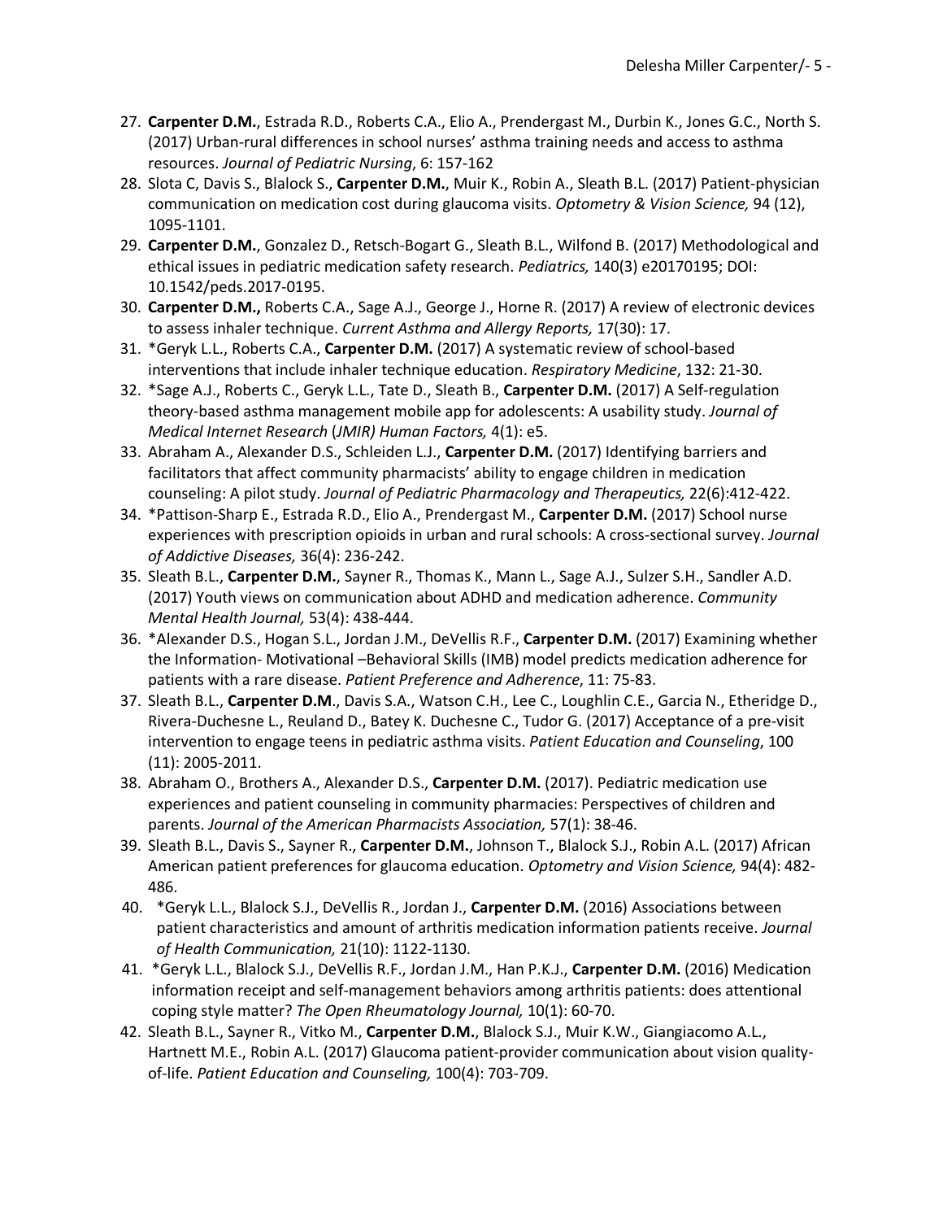27. **Carpenter D.M.**, Estrada R.D., Roberts C.A., Elio A., Prendergast M., Durbin K., Jones G.C., North S. (2017) Urban-rural differences in school nurses' asthma training needs and access to asthma resources. *Journal of Pediatric Nursing*, 6: 157-162
28. Slota C, Davis S., Blalock S., **Carpenter D.M.**, Muir K., Robin A., Sleath B.L. (2017) Patient-physician communication on medication cost during glaucoma visits. *Optometry & Vision Science,* 94 (12), 1095-1101.
29. **Carpenter D.M.**, Gonzalez D., Retsch-Bogart G., Sleath B.L., Wilfond B. (2017) Methodological and ethical issues in pediatric medication safety research. *Pediatrics,* 140(3) e20170195; DOI: 10.1542/peds.2017-0195.
30. **Carpenter D.M.,** Roberts C.A., Sage A.J., George J., Horne R. (2017) A review of electronic devices to assess inhaler technique. *Current Asthma and Allergy Reports,* 17(30): 17.
31. *Geryk L.L., Roberts C.A., **Carpenter D.M.** (2017) A systematic review of school-based interventions that include inhaler technique education. *Respiratory Medicine*, 132: 21-30.
32. *Sage A.J., Roberts C., Geryk L.L., Tate D., Sleath B., **Carpenter D.M.** (2017) A Self-regulation theory-based asthma management mobile app for adolescents: A usability study. *Journal of Medical Internet Research* (*JMIR) Human Factors,* 4(1): e5.
33. Abraham A., Alexander D.S., Schleiden L.J., **Carpenter D.M.** (2017) Identifying barriers and facilitators that affect community pharmacists' ability to engage children in medication counseling: A pilot study. *Journal of Pediatric Pharmacology and Therapeutics,* 22(6):412-422.
34. *Pattison-Sharp E., Estrada R.D., Elio A., Prendergast M., **Carpenter D.M.** (2017) School nurse experiences with prescription opioids in urban and rural schools: A cross-sectional survey. *Journal of Addictive Diseases,* 36(4): 236-242.
35. Sleath B.L., **Carpenter D.M.**, Sayner R., Thomas K., Mann L., Sage A.J., Sulzer S.H., Sandler A.D. (2017) Youth views on communication about ADHD and medication adherence. *Community Mental Health Journal,* 53(4): 438-444.
36. *Alexander D.S., Hogan S.L., Jordan J.M., DeVellis R.F., **Carpenter D.M.** (2017) Examining whether the Information- Motivational –Behavioral Skills (IMB) model predicts medication adherence for patients with a rare disease. *Patient Preference and Adherence*, 11: 75-83.
37. Sleath B.L., **Carpenter D.M**., Davis S.A., Watson C.H., Lee C., Loughlin C.E., Garcia N., Etheridge D., Rivera-Duchesne L., Reuland D., Batey K. Duchesne C., Tudor G. (2017) Acceptance of a pre-visit intervention to engage teens in pediatric asthma visits. *Patient Education and Counseling*, 100 (11): 2005-2011.
38. Abraham O., Brothers A., Alexander D.S., **Carpenter D.M.** (2017). Pediatric medication use experiences and patient counseling in community pharmacies: Perspectives of children and parents. *Journal of the American Pharmacists Association,* 57(1): 38-46.
39. Sleath B.L., Davis S., Sayner R., **Carpenter D.M.**, Johnson T., Blalock S.J., Robin A.L. (2017) African American patient preferences for glaucoma education. *Optometry and Vision Science,* 94(4): 482-486.
40. *Geryk L.L., Blalock S.J., DeVellis R., Jordan J., **Carpenter D.M.** (2016) Associations between patient characteristics and amount of arthritis medication information patients receive. *Journal of Health Communication,* 21(10): 1122-1130.
41. *Geryk L.L., Blalock S.J., DeVellis R.F., Jordan J.M., Han P.K.J., **Carpenter D.M.** (2016) Medication information receipt and self-management behaviors among arthritis patients: does attentional coping style matter? *The Open Rheumatology Journal,* 10(1): 60-70.
42. Sleath B.L., Sayner R., Vitko M., **Carpenter D.M.**, Blalock S.J., Muir K.W., Giangiacomo A.L., Hartnett M.E., Robin A.L. (2017) Glaucoma patient-provider communication about vision quality-of-life. *Patient Education and Counseling,* 100(4): 703-709.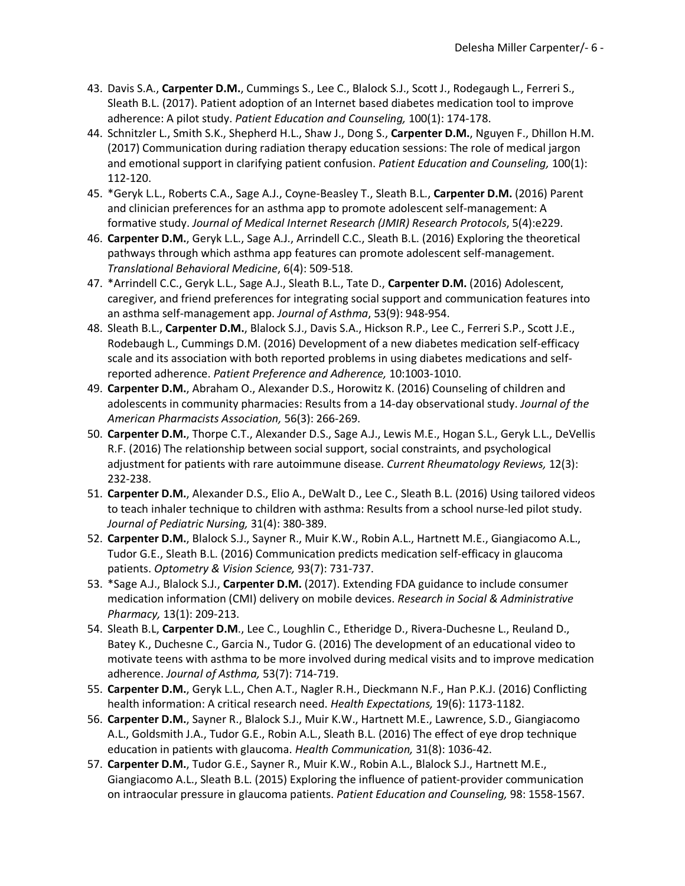43. Davis S.A., **Carpenter D.M.**, Cummings S., Lee C., Blalock S.J., Scott J., Rodegaugh L., Ferreri S., Sleath B.L. (2017). Patient adoption of an Internet based diabetes medication tool to improve adherence: A pilot study. *Patient Education and Counseling,* 100(1): 174-178.
44. Schnitzler L., Smith S.K., Shepherd H.L., Shaw J., Dong S., **Carpenter D.M.**, Nguyen F., Dhillon H.M. (2017) Communication during radiation therapy education sessions: The role of medical jargon and emotional support in clarifying patient confusion. *Patient Education and Counseling,* 100(1): 112-120.
45. *Geryk L.L., Roberts C.A., Sage A.J., Coyne-Beasley T., Sleath B.L., **Carpenter D.M.** (2016) Parent and clinician preferences for an asthma app to promote adolescent self-management: A formative study. *Journal of Medical Internet Research (JMIR) Research Protocols*, 5(4):e229.
46. **Carpenter D.M.**, Geryk L.L., Sage A.J., Arrindell C.C., Sleath B.L. (2016) Exploring the theoretical pathways through which asthma app features can promote adolescent self-management. *Translational Behavioral Medicine*, 6(4): 509-518.
47. *Arrindell C.C., Geryk L.L., Sage A.J., Sleath B.L., Tate D., **Carpenter D.M.** (2016) Adolescent, caregiver, and friend preferences for integrating social support and communication features into an asthma self-management app. *Journal of Asthma*, 53(9): 948-954.
48. Sleath B.L., **Carpenter D.M.**, Blalock S.J., Davis S.A., Hickson R.P., Lee C., Ferreri S.P., Scott J.E., Rodebaugh L., Cummings D.M. (2016) Development of a new diabetes medication self-efficacy scale and its association with both reported problems in using diabetes medications and self-reported adherence. *Patient Preference and Adherence,* 10:1003-1010.
49. **Carpenter D.M.**, Abraham O., Alexander D.S., Horowitz K. (2016) Counseling of children and adolescents in community pharmacies: Results from a 14-day observational study. *Journal of the American Pharmacists Association,* 56(3): 266-269.
50. **Carpenter D.M.**, Thorpe C.T., Alexander D.S., Sage A.J., Lewis M.E., Hogan S.L., Geryk L.L., DeVellis R.F. (2016) The relationship between social support, social constraints, and psychological adjustment for patients with rare autoimmune disease. *Current Rheumatology Reviews,* 12(3): 232-238.
51. **Carpenter D.M.**, Alexander D.S., Elio A., DeWalt D., Lee C., Sleath B.L. (2016) Using tailored videos to teach inhaler technique to children with asthma: Results from a school nurse-led pilot study. *Journal of Pediatric Nursing,* 31(4): 380-389.
52. **Carpenter D.M.**, Blalock S.J., Sayner R., Muir K.W., Robin A.L., Hartnett M.E., Giangiacomo A.L., Tudor G.E., Sleath B.L. (2016) Communication predicts medication self-efficacy in glaucoma patients. *Optometry & Vision Science,* 93(7): 731-737.
53. *Sage A.J., Blalock S.J., **Carpenter D.M.** (2017). Extending FDA guidance to include consumer medication information (CMI) delivery on mobile devices. *Research in Social & Administrative Pharmacy,* 13(1): 209-213.
54. Sleath B.L, **Carpenter D.M**., Lee C., Loughlin C., Etheridge D., Rivera-Duchesne L., Reuland D., Batey K., Duchesne C., Garcia N., Tudor G. (2016) The development of an educational video to motivate teens with asthma to be more involved during medical visits and to improve medication adherence. *Journal of Asthma,* 53(7): 714-719.
55. **Carpenter D.M.**, Geryk L.L., Chen A.T., Nagler R.H., Dieckmann N.F., Han P.K.J. (2016) Conflicting health information: A critical research need. *Health Expectations,* 19(6): 1173-1182.
56. **Carpenter D.M.**, Sayner R., Blalock S.J., Muir K.W., Hartnett M.E., Lawrence, S.D., Giangiacomo A.L., Goldsmith J.A., Tudor G.E., Robin A.L., Sleath B.L. (2016) The effect of eye drop technique education in patients with glaucoma. *Health Communication,* 31(8): 1036-42.
57. **Carpenter D.M.**, Tudor G.E., Sayner R., Muir K.W., Robin A.L., Blalock S.J., Hartnett M.E., Giangiacomo A.L., Sleath B.L. (2015) Exploring the influence of patient-provider communication on intraocular pressure in glaucoma patients. *Patient Education and Counseling,* 98: 1558-1567.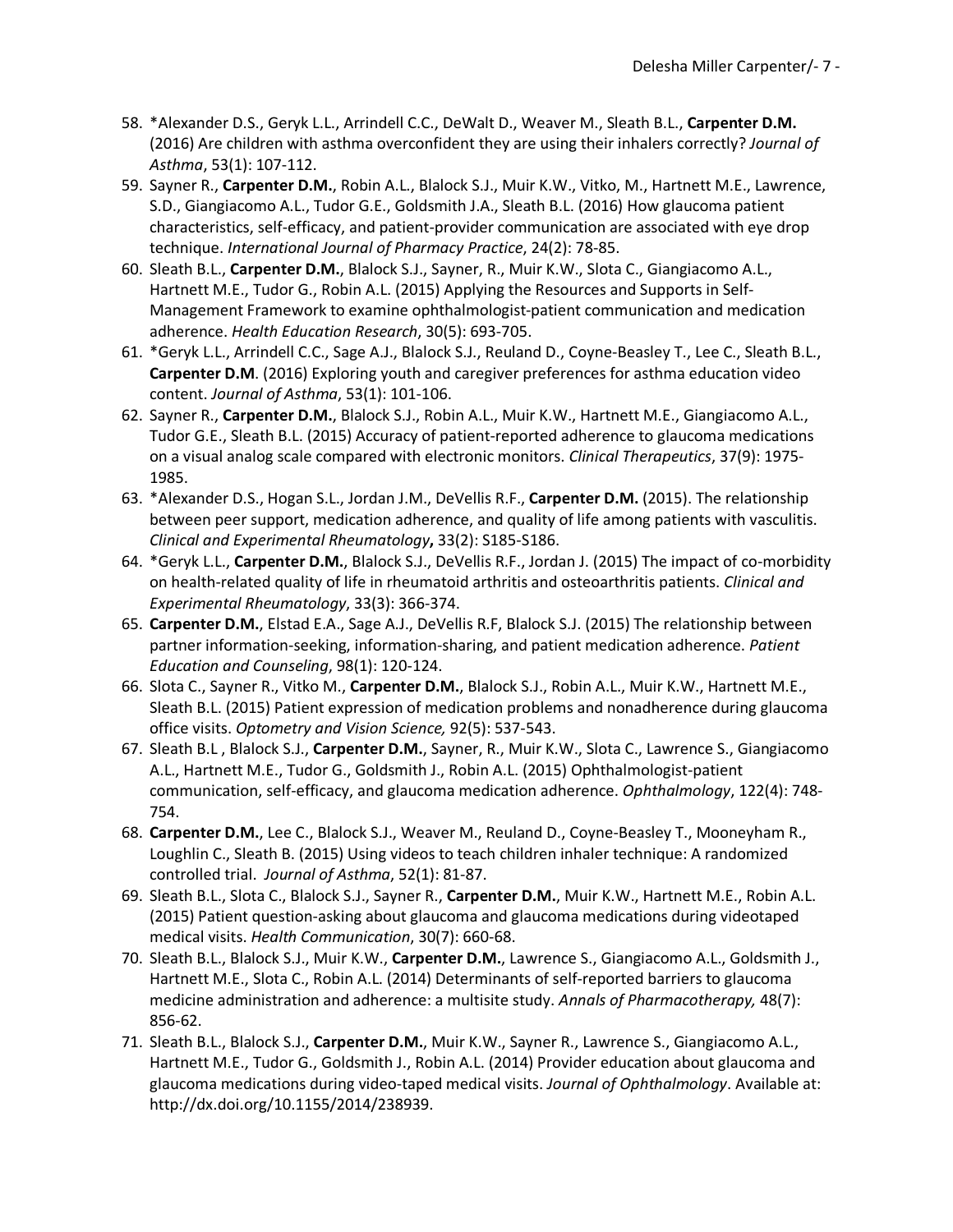58. *Alexander D.S., Geryk L.L., Arrindell C.C., DeWalt D., Weaver M., Sleath B.L., **Carpenter D.M.** (2016) Are children with asthma overconfident they are using their inhalers correctly? *Journal of Asthma*, 53(1): 107-112.
59. Sayner R., **Carpenter D.M.**, Robin A.L., Blalock S.J., Muir K.W., Vitko, M., Hartnett M.E., Lawrence, S.D., Giangiacomo A.L., Tudor G.E., Goldsmith J.A., Sleath B.L. (2016) How glaucoma patient characteristics, self-efficacy, and patient-provider communication are associated with eye drop technique. *International Journal of Pharmacy Practice*, 24(2): 78-85.
60. Sleath B.L., **Carpenter D.M.**, Blalock S.J., Sayner, R., Muir K.W., Slota C., Giangiacomo A.L., Hartnett M.E., Tudor G., Robin A.L. (2015) Applying the Resources and Supports in Self-Management Framework to examine ophthalmologist-patient communication and medication adherence. *Health Education Research*, 30(5): 693-705.
61. *Geryk L.L., Arrindell C.C., Sage A.J., Blalock S.J., Reuland D., Coyne-Beasley T., Lee C., Sleath B.L., **Carpenter D.M**. (2016) Exploring youth and caregiver preferences for asthma education video content. *Journal of Asthma*, 53(1): 101-106.
62. Sayner R., **Carpenter D.M.**, Blalock S.J., Robin A.L., Muir K.W., Hartnett M.E., Giangiacomo A.L., Tudor G.E., Sleath B.L. (2015) Accuracy of patient-reported adherence to glaucoma medications on a visual analog scale compared with electronic monitors. *Clinical Therapeutics*, 37(9): 1975-1985.
63. *Alexander D.S., Hogan S.L., Jordan J.M., DeVellis R.F., **Carpenter D.M.** (2015). The relationship between peer support, medication adherence, and quality of life among patients with vasculitis. *Clinical and Experimental Rheumatology***,** 33(2): S185-S186.
64. *Geryk L.L., **Carpenter D.M.**, Blalock S.J., DeVellis R.F., Jordan J. (2015) The impact of co-morbidity on health-related quality of life in rheumatoid arthritis and osteoarthritis patients. *Clinical and Experimental Rheumatology*, 33(3): 366-374.
65. **Carpenter D.M.**, Elstad E.A., Sage A.J., DeVellis R.F, Blalock S.J. (2015) The relationship between partner information-seeking, information-sharing, and patient medication adherence. *Patient Education and Counseling*, 98(1): 120-124.
66. Slota C., Sayner R., Vitko M., **Carpenter D.M.**, Blalock S.J., Robin A.L., Muir K.W., Hartnett M.E., Sleath B.L. (2015) Patient expression of medication problems and nonadherence during glaucoma office visits. *Optometry and Vision Science,* 92(5): 537-543.
67. Sleath B.L , Blalock S.J., **Carpenter D.M.**, Sayner, R., Muir K.W., Slota C., Lawrence S., Giangiacomo A.L., Hartnett M.E., Tudor G., Goldsmith J., Robin A.L. (2015) Ophthalmologist-patient communication, self-efficacy, and glaucoma medication adherence. *Ophthalmology*, 122(4): 748-754.
68. **Carpenter D.M.**, Lee C., Blalock S.J., Weaver M., Reuland D., Coyne-Beasley T., Mooneyham R., Loughlin C., Sleath B. (2015) Using videos to teach children inhaler technique: A randomized controlled trial. *Journal of Asthma*, 52(1): 81-87.
69. Sleath B.L., Slota C., Blalock S.J., Sayner R., **Carpenter D.M.**, Muir K.W., Hartnett M.E., Robin A.L. (2015) Patient question-asking about glaucoma and glaucoma medications during videotaped medical visits. *Health Communication*, 30(7): 660-68.
70. Sleath B.L., Blalock S.J., Muir K.W., **Carpenter D.M.**, Lawrence S., Giangiacomo A.L., Goldsmith J., Hartnett M.E., Slota C., Robin A.L. (2014) Determinants of self-reported barriers to glaucoma medicine administration and adherence: a multisite study. *Annals of Pharmacotherapy,* 48(7): 856-62.
71. Sleath B.L., Blalock S.J., **Carpenter D.M.**, Muir K.W., Sayner R., Lawrence S., Giangiacomo A.L., Hartnett M.E., Tudor G., Goldsmith J., Robin A.L. (2014) Provider education about glaucoma and glaucoma medications during video-taped medical visits. *Journal of Ophthalmology*. Available at: http://dx.doi.org/10.1155/2014/238939.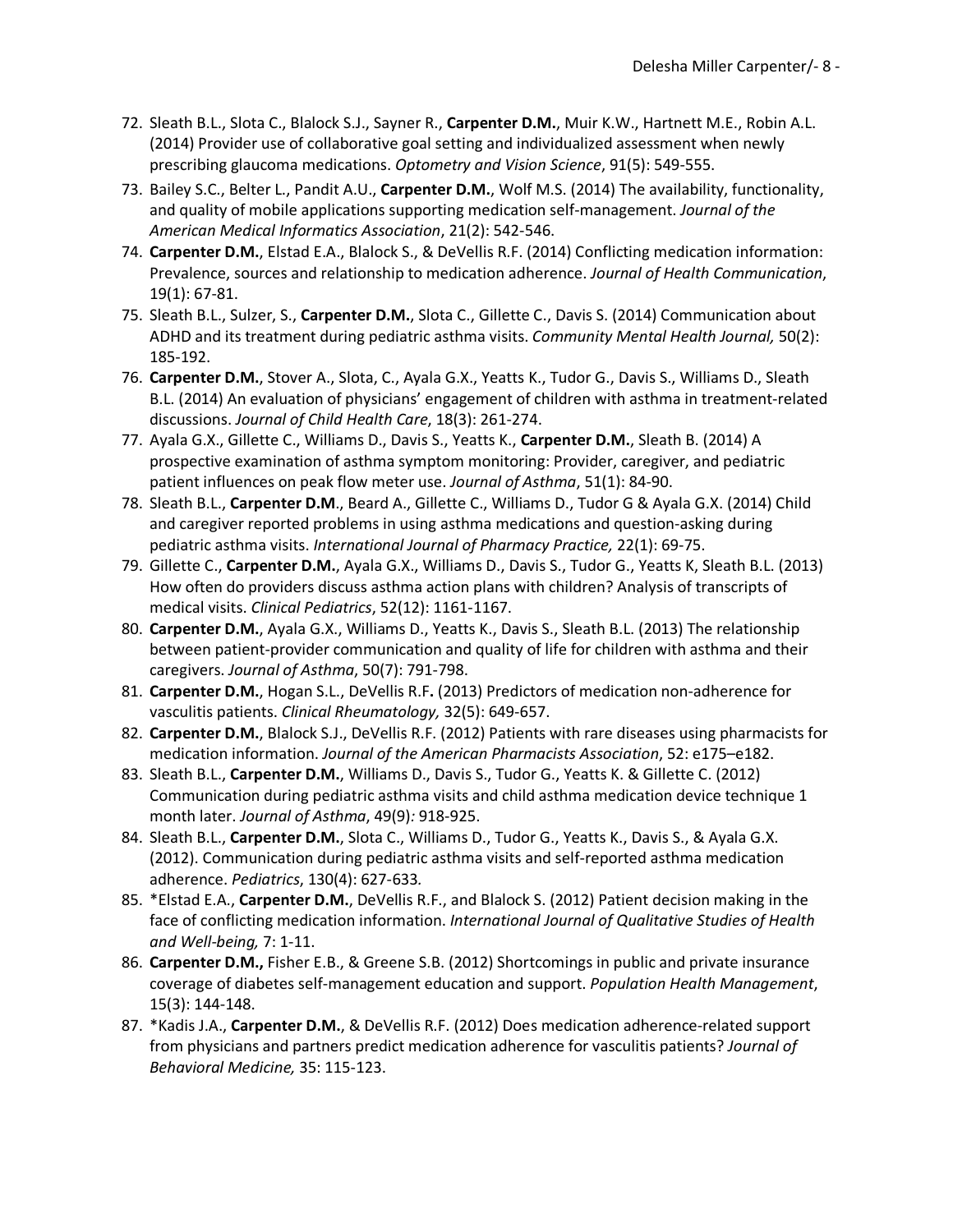72. Sleath B.L., Slota C., Blalock S.J., Sayner R., **Carpenter D.M.**, Muir K.W., Hartnett M.E., Robin A.L. (2014) Provider use of collaborative goal setting and individualized assessment when newly prescribing glaucoma medications. *Optometry and Vision Science*, 91(5): 549-555.
73. Bailey S.C., Belter L., Pandit A.U., **Carpenter D.M.**, Wolf M.S. (2014) The availability, functionality, and quality of mobile applications supporting medication self-management. *Journal of the American Medical Informatics Association*, 21(2): 542-546.
74. **Carpenter D.M.**, Elstad E.A., Blalock S., & DeVellis R.F. (2014) Conflicting medication information: Prevalence, sources and relationship to medication adherence. *Journal of Health Communication*, 19(1): 67-81.
75. Sleath B.L., Sulzer, S., **Carpenter D.M.**, Slota C., Gillette C., Davis S. (2014) Communication about ADHD and its treatment during pediatric asthma visits. *Community Mental Health Journal,* 50(2): 185-192.
76. **Carpenter D.M.**, Stover A., Slota, C., Ayala G.X., Yeatts K., Tudor G., Davis S., Williams D., Sleath B.L. (2014) An evaluation of physicians' engagement of children with asthma in treatment-related discussions. *Journal of Child Health Care*, 18(3): 261-274.
77. Ayala G.X., Gillette C., Williams D., Davis S., Yeatts K., **Carpenter D.M.**, Sleath B. (2014) A prospective examination of asthma symptom monitoring: Provider, caregiver, and pediatric patient influences on peak flow meter use. *Journal of Asthma*, 51(1): 84-90.
78. Sleath B.L., **Carpenter D.M**., Beard A., Gillette C., Williams D., Tudor G & Ayala G.X. (2014) Child and caregiver reported problems in using asthma medications and question-asking during pediatric asthma visits. *International Journal of Pharmacy Practice,* 22(1): 69-75.
79. Gillette C., **Carpenter D.M.**, Ayala G.X., Williams D., Davis S., Tudor G., Yeatts K, Sleath B.L. (2013) How often do providers discuss asthma action plans with children? Analysis of transcripts of medical visits. *Clinical Pediatrics*, 52(12): 1161-1167.
80. **Carpenter D.M.**, Ayala G.X., Williams D., Yeatts K., Davis S., Sleath B.L. (2013) The relationship between patient-provider communication and quality of life for children with asthma and their caregivers. *Journal of Asthma*, 50(7): 791-798.
81. **Carpenter D.M.**, Hogan S.L., DeVellis R.F**.** (2013) Predictors of medication non-adherence for vasculitis patients. *Clinical Rheumatology,* 32(5): 649-657.
82. **Carpenter D.M.**, Blalock S.J., DeVellis R.F. (2012) Patients with rare diseases using pharmacists for medication information. *Journal of the American Pharmacists Association*, 52: e175–e182.
83. Sleath B.L., **Carpenter D.M.**, Williams D., Davis S., Tudor G., Yeatts K. & Gillette C. (2012) Communication during pediatric asthma visits and child asthma medication device technique 1 month later. *Journal of Asthma*, 49(9)*:* 918-925.
84. Sleath B.L., **Carpenter D.M.**, Slota C., Williams D., Tudor G., Yeatts K., Davis S., & Ayala G.X. (2012). Communication during pediatric asthma visits and self-reported asthma medication adherence. *Pediatrics*, 130(4): 627-633*.*
85. *Elstad E.A., **Carpenter D.M.**, DeVellis R.F., and Blalock S. (2012) Patient decision making in the face of conflicting medication information. *International Journal of Qualitative Studies of Health and Well-being,* 7: 1-11.
86. **Carpenter D.M.,** Fisher E.B., & Greene S.B. (2012) Shortcomings in public and private insurance coverage of diabetes self-management education and support. *Population Health Management*, 15(3): 144-148.
87. *Kadis J.A., **Carpenter D.M.**, & DeVellis R.F. (2012) Does medication adherence-related support from physicians and partners predict medication adherence for vasculitis patients? *Journal of Behavioral Medicine,* 35: 115-123.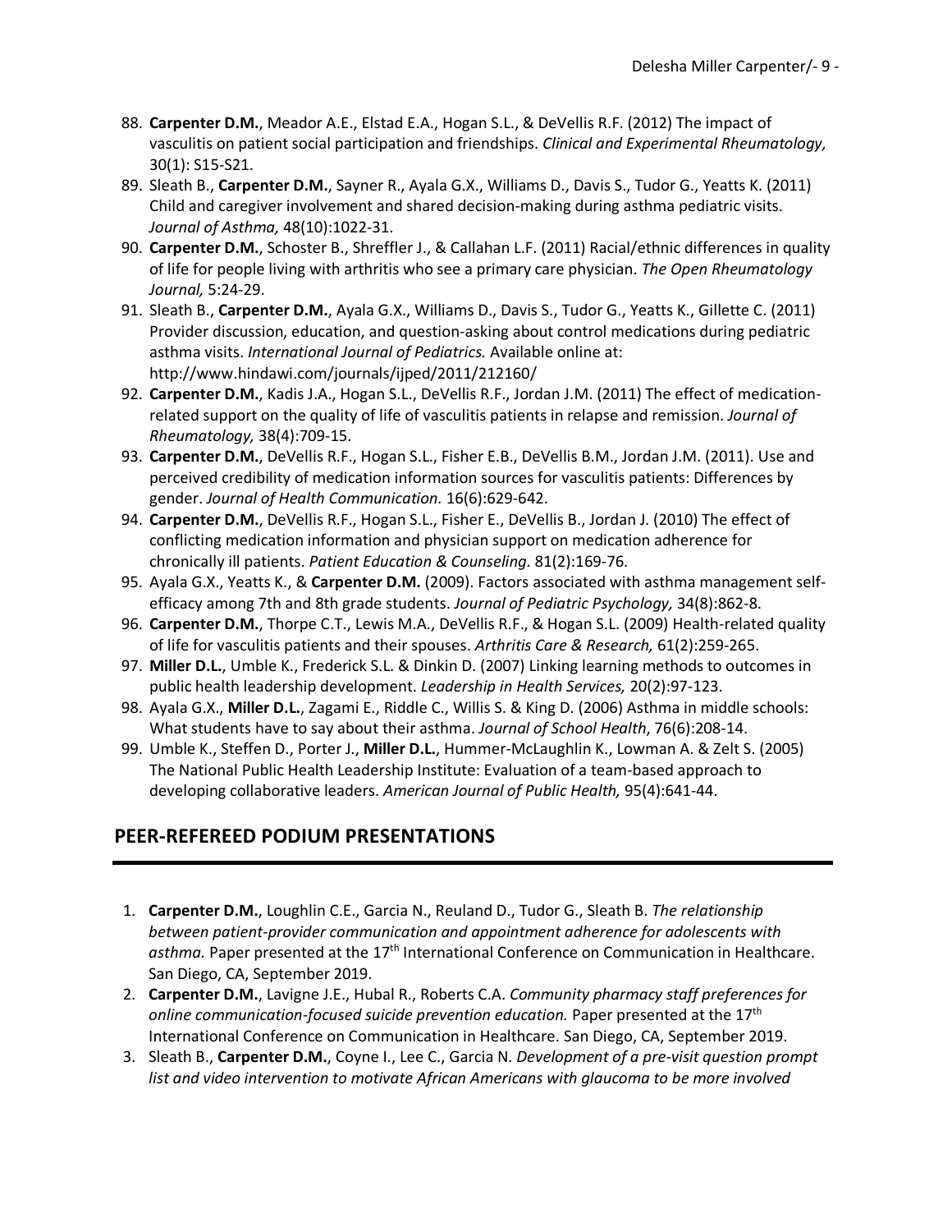88. **Carpenter D.M.**, Meador A.E., Elstad E.A., Hogan S.L., & DeVellis R.F. (2012) The impact of vasculitis on patient social participation and friendships. *Clinical and Experimental Rheumatology,* 30(1): S15-S21.
89. Sleath B., **Carpenter D.M.**, Sayner R., Ayala G.X., Williams D., Davis S., Tudor G., Yeatts K. (2011) Child and caregiver involvement and shared decision-making during asthma pediatric visits. *Journal of Asthma,* 48(10):1022-31.
90. **Carpenter D.M.**, Schoster B., Shreffler J., & Callahan L.F. (2011) Racial/ethnic differences in quality of life for people living with arthritis who see a primary care physician. *The Open Rheumatology Journal,* 5:24-29.
91. Sleath B., **Carpenter D.M.**, Ayala G.X., Williams D., Davis S., Tudor G., Yeatts K., Gillette C. (2011) Provider discussion, education, and question-asking about control medications during pediatric asthma visits. *International Journal of Pediatrics.* Available online at: http://www.hindawi.com/journals/ijped/2011/212160/
92. **Carpenter D.M.**, Kadis J.A., Hogan S.L., DeVellis R.F., Jordan J.M. (2011) The effect of medication-related support on the quality of life of vasculitis patients in relapse and remission. *Journal of Rheumatology,* 38(4):709-15.
93. **Carpenter D.M.**, DeVellis R.F., Hogan S.L., Fisher E.B., DeVellis B.M., Jordan J.M. (2011). Use and perceived credibility of medication information sources for vasculitis patients: Differences by gender. *Journal of Health Communication.* 16(6):629-642.
94. **Carpenter D.M.**, DeVellis R.F., Hogan S.L., Fisher E., DeVellis B., Jordan J. (2010) The effect of conflicting medication information and physician support on medication adherence for chronically ill patients. *Patient Education & Counseling.* 81(2):169-76.
95. Ayala G.X., Yeatts K., & **Carpenter D.M.** (2009). Factors associated with asthma management self-efficacy among 7th and 8th grade students. *Journal of Pediatric Psychology,* 34(8):862-8.
96. **Carpenter D.M.**, Thorpe C.T., Lewis M.A., DeVellis R.F., & Hogan S.L. (2009) Health-related quality of life for vasculitis patients and their spouses. *Arthritis Care & Research,* 61(2):259-265.
97. **Miller D.L.**, Umble K., Frederick S.L. & Dinkin D. (2007) Linking learning methods to outcomes in public health leadership development. *Leadership in Health Services,* 20(2):97-123.
98. Ayala G.X., **Miller D.L.**, Zagami E., Riddle C., Willis S. & King D. (2006) Asthma in middle schools: What students have to say about their asthma. *Journal of School Health*, 76(6):208-14.
99. Umble K., Steffen D., Porter J., **Miller D.L.**, Hummer-McLaughlin K., Lowman A. & Zelt S. (2005) The National Public Health Leadership Institute: Evaluation of a team-based approach to developing collaborative leaders. *American Journal of Public Health,* 95(4):641-44.

## PEER-REFEREED PODIUM PRESENTATIONS

1. **Carpenter D.M.**, Loughlin C.E., Garcia N., Reuland D., Tudor G., Sleath B. *The relationship between patient-provider communication and appointment adherence for adolescents with asthma.* Paper presented at the 17th International Conference on Communication in Healthcare. San Diego, CA, September 2019.
2. **Carpenter D.M.**, Lavigne J.E., Hubal R., Roberts C.A. *Community pharmacy staff preferences for online communication-focused suicide prevention education.* Paper presented at the 17th International Conference on Communication in Healthcare. San Diego, CA, September 2019.
3. Sleath B., **Carpenter D.M.**, Coyne I., Lee C., Garcia N. *Development of a pre-visit question prompt list and video intervention to motivate African Americans with glaucoma to be more involved*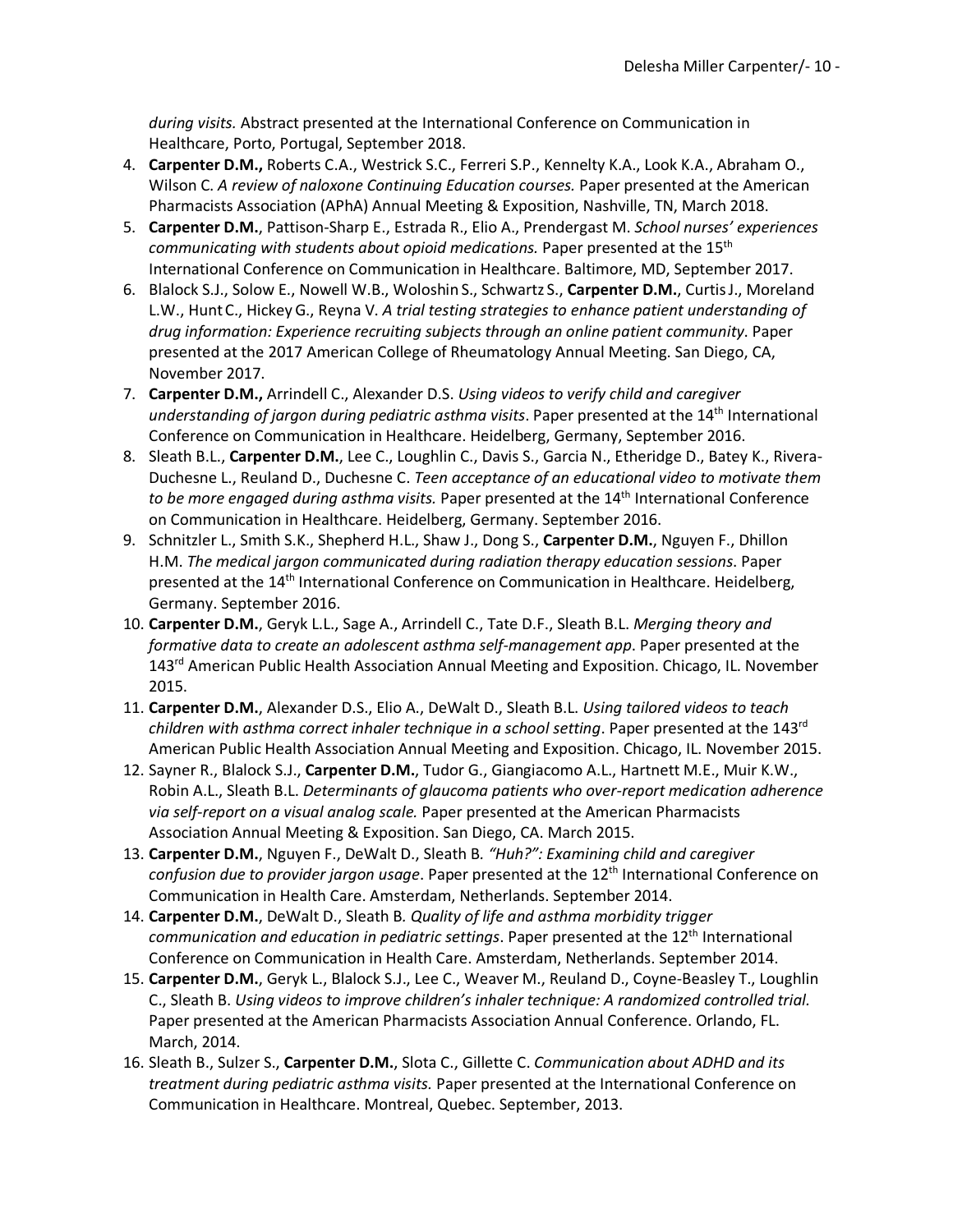*during visits.* Abstract presented at the International Conference on Communication in Healthcare, Porto, Portugal, September 2018.

4. **Carpenter D.M.,** Roberts C.A., Westrick S.C., Ferreri S.P., Kennelty K.A., Look K.A., Abraham O., Wilson C. *A review of naloxone Continuing Education courses.* Paper presented at the American Pharmacists Association (APhA) Annual Meeting & Exposition, Nashville, TN, March 2018.
5. **Carpenter D.M.**, Pattison-Sharp E., Estrada R., Elio A., Prendergast M. *School nurses' experiences communicating with students about opioid medications.* Paper presented at the 15th International Conference on Communication in Healthcare. Baltimore, MD, September 2017.
6. Blalock S.J., Solow E., Nowell W.B., Woloshin S., Schwartz S., **Carpenter D.M.**, Curtis J., Moreland L.W., Hunt C., Hickey G., Reyna V. *A trial testing strategies to enhance patient understanding of drug information: Experience recruiting subjects through an online patient community*. Paper presented at the 2017 American College of Rheumatology Annual Meeting. San Diego, CA, November 2017.
7. **Carpenter D.M.,** Arrindell C., Alexander D.S. *Using videos to verify child and caregiver understanding of jargon during pediatric asthma visits*. Paper presented at the 14th International Conference on Communication in Healthcare. Heidelberg, Germany, September 2016.
8. Sleath B.L., **Carpenter D.M.**, Lee C., Loughlin C., Davis S., Garcia N., Etheridge D., Batey K., Rivera-Duchesne L., Reuland D., Duchesne C. *Teen acceptance of an educational video to motivate them to be more engaged during asthma visits.* Paper presented at the 14th International Conference on Communication in Healthcare. Heidelberg, Germany. September 2016.
9. Schnitzler L., Smith S.K., Shepherd H.L., Shaw J., Dong S., **Carpenter D.M.**, Nguyen F., Dhillon H.M. *The medical jargon communicated during radiation therapy education sessions*. Paper presented at the 14th International Conference on Communication in Healthcare. Heidelberg, Germany. September 2016.
10. **Carpenter D.M.**, Geryk L.L., Sage A., Arrindell C., Tate D.F., Sleath B.L. *Merging theory and formative data to create an adolescent asthma self-management app*. Paper presented at the 143rd American Public Health Association Annual Meeting and Exposition. Chicago, IL. November 2015.
11. **Carpenter D.M.**, Alexander D.S., Elio A., DeWalt D., Sleath B.L. *Using tailored videos to teach children with asthma correct inhaler technique in a school setting*. Paper presented at the 143rd American Public Health Association Annual Meeting and Exposition. Chicago, IL. November 2015.
12. Sayner R., Blalock S.J., **Carpenter D.M.**, Tudor G., Giangiacomo A.L., Hartnett M.E., Muir K.W., Robin A.L., Sleath B.L. *Determinants of glaucoma patients who over-report medication adherence via self-report on a visual analog scale.* Paper presented at the American Pharmacists Association Annual Meeting & Exposition. San Diego, CA. March 2015.
13. **Carpenter D.M.**, Nguyen F., DeWalt D., Sleath B. *"Huh?": Examining child and caregiver confusion due to provider jargon usage*. Paper presented at the 12th International Conference on Communication in Health Care. Amsterdam, Netherlands. September 2014.
14. **Carpenter D.M.**, DeWalt D., Sleath B. *Quality of life and asthma morbidity trigger communication and education in pediatric settings*. Paper presented at the 12th International Conference on Communication in Health Care. Amsterdam, Netherlands. September 2014.
15. **Carpenter D.M.**, Geryk L., Blalock S.J., Lee C., Weaver M., Reuland D., Coyne-Beasley T., Loughlin C., Sleath B. *Using videos to improve children's inhaler technique: A randomized controlled trial.* Paper presented at the American Pharmacists Association Annual Conference. Orlando, FL. March, 2014.
16. Sleath B., Sulzer S., **Carpenter D.M.**, Slota C., Gillette C. *Communication about ADHD and its treatment during pediatric asthma visits.* Paper presented at the International Conference on Communication in Healthcare. Montreal, Quebec. September, 2013.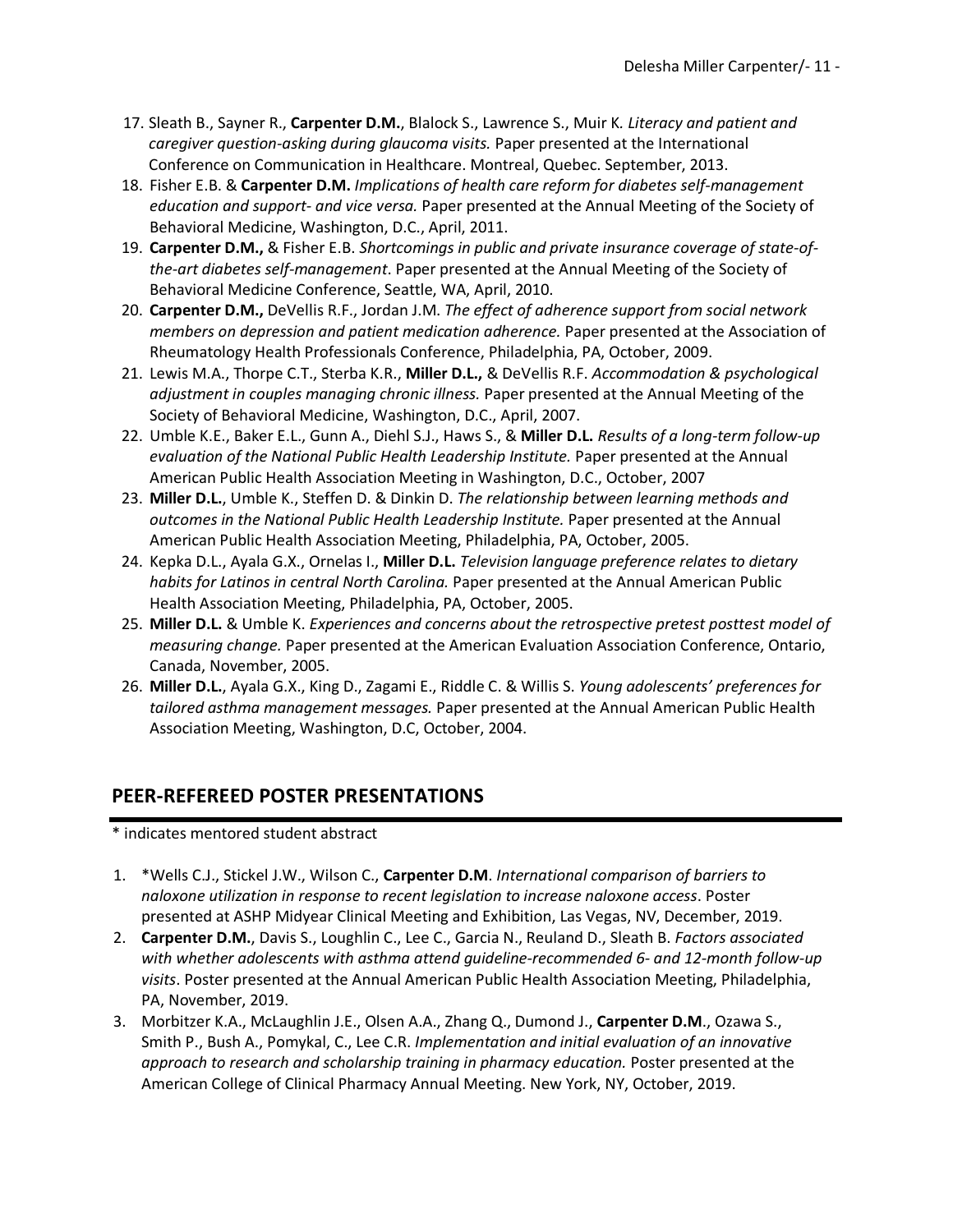17. Sleath B., Sayner R., **Carpenter D.M.**, Blalock S., Lawrence S., Muir K. *Literacy and patient and caregiver question-asking during glaucoma visits.* Paper presented at the International Conference on Communication in Healthcare. Montreal, Quebec. September, 2013.
18. Fisher E.B. & **Carpenter D.M.** *Implications of health care reform for diabetes self-management education and support- and vice versa.* Paper presented at the Annual Meeting of the Society of Behavioral Medicine, Washington, D.C., April, 2011.
19. **Carpenter D.M.,** & Fisher E.B. *Shortcomings in public and private insurance coverage of state-of-the-art diabetes self-management*. Paper presented at the Annual Meeting of the Society of Behavioral Medicine Conference, Seattle, WA, April, 2010.
20. **Carpenter D.M.,** DeVellis R.F., Jordan J.M. *The effect of adherence support from social network members on depression and patient medication adherence.* Paper presented at the Association of Rheumatology Health Professionals Conference, Philadelphia, PA, October, 2009.
21. Lewis M.A., Thorpe C.T., Sterba K.R., **Miller D.L.,** & DeVellis R.F. *Accommodation & psychological adjustment in couples managing chronic illness.* Paper presented at the Annual Meeting of the Society of Behavioral Medicine, Washington, D.C., April, 2007.
22. Umble K.E., Baker E.L., Gunn A., Diehl S.J., Haws S., & **Miller D.L.** *Results of a long-term follow-up evaluation of the National Public Health Leadership Institute.* Paper presented at the Annual American Public Health Association Meeting in Washington, D.C., October, 2007
23. **Miller D.L.**, Umble K., Steffen D. & Dinkin D. *The relationship between learning methods and outcomes in the National Public Health Leadership Institute.* Paper presented at the Annual American Public Health Association Meeting, Philadelphia, PA, October, 2005.
24. Kepka D.L., Ayala G.X., Ornelas I., **Miller D.L.** *Television language preference relates to dietary habits for Latinos in central North Carolina.* Paper presented at the Annual American Public Health Association Meeting, Philadelphia, PA, October, 2005.
25. **Miller D.L.** & Umble K. *Experiences and concerns about the retrospective pretest posttest model of measuring change.* Paper presented at the American Evaluation Association Conference, Ontario, Canada, November, 2005.
26. **Miller D.L.**, Ayala G.X., King D., Zagami E., Riddle C. & Willis S. *Young adolescents' preferences for tailored asthma management messages.* Paper presented at the Annual American Public Health Association Meeting, Washington, D.C, October, 2004.

## PEER-REFEREED POSTER PRESENTATIONS

\* indicates mentored student abstract

1. *Wells C.J., Stickel J.W., Wilson C., **Carpenter D.M**. *International comparison of barriers to naloxone utilization in response to recent legislation to increase naloxone access*. Poster presented at ASHP Midyear Clinical Meeting and Exhibition, Las Vegas, NV, December, 2019.
2. **Carpenter D.M.**, Davis S., Loughlin C., Lee C., Garcia N., Reuland D., Sleath B. *Factors associated with whether adolescents with asthma attend guideline-recommended 6- and 12-month follow-up visits*. Poster presented at the Annual American Public Health Association Meeting, Philadelphia, PA, November, 2019.
3. Morbitzer K.A., McLaughlin J.E., Olsen A.A., Zhang Q., Dumond J., **Carpenter D.M**., Ozawa S., Smith P., Bush A., Pomykal, C., Lee C.R. *Implementation and initial evaluation of an innovative approach to research and scholarship training in pharmacy education.* Poster presented at the American College of Clinical Pharmacy Annual Meeting. New York, NY, October, 2019.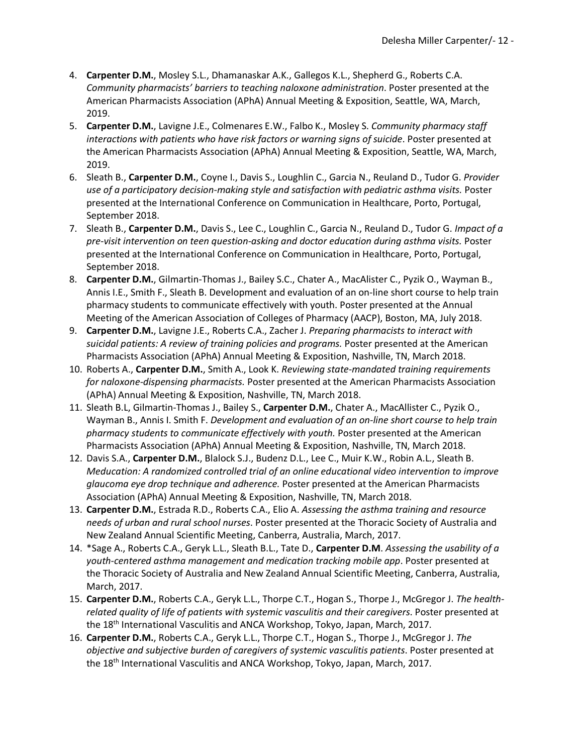4. **Carpenter D.M.**, Mosley S.L., Dhamanaskar A.K., Gallegos K.L., Shepherd G., Roberts C.A. *Community pharmacists' barriers to teaching naloxone administration*. Poster presented at the American Pharmacists Association (APhA) Annual Meeting & Exposition, Seattle, WA, March, 2019.
5. **Carpenter D.M.**, Lavigne J.E., Colmenares E.W., Falbo K., Mosley S. *Community pharmacy staff interactions with patients who have risk factors or warning signs of suicide*. Poster presented at the American Pharmacists Association (APhA) Annual Meeting & Exposition, Seattle, WA, March, 2019.
6. Sleath B., **Carpenter D.M.**, Coyne I., Davis S., Loughlin C., Garcia N., Reuland D., Tudor G. *Provider use of a participatory decision-making style and satisfaction with pediatric asthma visits.* Poster presented at the International Conference on Communication in Healthcare, Porto, Portugal, September 2018.
7. Sleath B., **Carpenter D.M.**, Davis S., Lee C., Loughlin C., Garcia N., Reuland D., Tudor G. *Impact of a pre-visit intervention on teen question-asking and doctor education during asthma visits.* Poster presented at the International Conference on Communication in Healthcare, Porto, Portugal, September 2018.
8. **Carpenter D.M.**, Gilmartin-Thomas J., Bailey S.C., Chater A., MacAlister C., Pyzik O., Wayman B., Annis I.E., Smith F., Sleath B. Development and evaluation of an on-line short course to help train pharmacy students to communicate effectively with youth. Poster presented at the Annual Meeting of the American Association of Colleges of Pharmacy (AACP), Boston, MA, July 2018.
9. **Carpenter D.M.**, Lavigne J.E., Roberts C.A., Zacher J. *Preparing pharmacists to interact with suicidal patients: A review of training policies and programs.* Poster presented at the American Pharmacists Association (APhA) Annual Meeting & Exposition, Nashville, TN, March 2018.
10. Roberts A., **Carpenter D.M.**, Smith A., Look K. *Reviewing state-mandated training requirements for naloxone-dispensing pharmacists.* Poster presented at the American Pharmacists Association (APhA) Annual Meeting & Exposition, Nashville, TN, March 2018.
11. Sleath B.L, Gilmartin-Thomas J., Bailey S., **Carpenter D.M.**, Chater A., MacAllister C., Pyzik O., Wayman B., Annis I. Smith F. *Development and evaluation of an on-line short course to help train pharmacy students to communicate effectively with youth.* Poster presented at the American Pharmacists Association (APhA) Annual Meeting & Exposition, Nashville, TN, March 2018.
12. Davis S.A., **Carpenter D.M.**, Blalock S.J., Budenz D.L., Lee C., Muir K.W., Robin A.L., Sleath B. *Meducation: A randomized controlled trial of an online educational video intervention to improve glaucoma eye drop technique and adherence.* Poster presented at the American Pharmacists Association (APhA) Annual Meeting & Exposition, Nashville, TN, March 2018.
13. **Carpenter D.M.**, Estrada R.D., Roberts C.A., Elio A. *Assessing the asthma training and resource needs of urban and rural school nurses*. Poster presented at the Thoracic Society of Australia and New Zealand Annual Scientific Meeting, Canberra, Australia, March, 2017.
14. *Sage A., Roberts C.A., Geryk L.L., Sleath B.L., Tate D., **Carpenter D.M**. *Assessing the usability of a youth-centered asthma management and medication tracking mobile app*. Poster presented at the Thoracic Society of Australia and New Zealand Annual Scientific Meeting, Canberra, Australia, March, 2017.
15. **Carpenter D.M.**, Roberts C.A., Geryk L.L., Thorpe C.T., Hogan S., Thorpe J., McGregor J. *The health-related quality of life of patients with systemic vasculitis and their caregivers*. Poster presented at the 18th International Vasculitis and ANCA Workshop, Tokyo, Japan, March, 2017.
16. **Carpenter D.M.**, Roberts C.A., Geryk L.L., Thorpe C.T., Hogan S., Thorpe J., McGregor J. *The objective and subjective burden of caregivers of systemic vasculitis patients*. Poster presented at the 18th International Vasculitis and ANCA Workshop, Tokyo, Japan, March, 2017.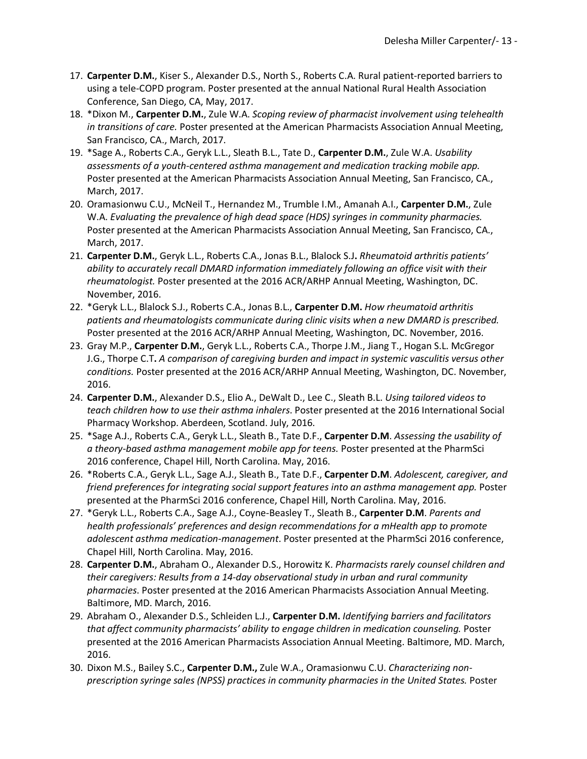17. **Carpenter D.M.**, Kiser S., Alexander D.S., North S., Roberts C.A. Rural patient-reported barriers to using a tele-COPD program. Poster presented at the annual National Rural Health Association Conference, San Diego, CA, May, 2017.
18. *Dixon M., **Carpenter D.M.**, Zule W.A. *Scoping review of pharmacist involvement using telehealth in transitions of care.* Poster presented at the American Pharmacists Association Annual Meeting, San Francisco, CA., March, 2017.
19. *Sage A., Roberts C.A., Geryk L.L., Sleath B.L., Tate D., **Carpenter D.M.**, Zule W.A. *Usability assessments of a youth-centered asthma management and medication tracking mobile app.* Poster presented at the American Pharmacists Association Annual Meeting, San Francisco, CA., March, 2017.
20. Oramasionwu C.U., McNeil T., Hernandez M., Trumble I.M., Amanah A.I., **Carpenter D.M.**, Zule W.A. *Evaluating the prevalence of high dead space (HDS) syringes in community pharmacies.* Poster presented at the American Pharmacists Association Annual Meeting, San Francisco, CA., March, 2017.
21. **Carpenter D.M.**, Geryk L.L., Roberts C.A., Jonas B.L., Blalock S.J**.** *Rheumatoid arthritis patients' ability to accurately recall DMARD information immediately following an office visit with their rheumatologist.* Poster presented at the 2016 ACR/ARHP Annual Meeting, Washington, DC. November, 2016.
22. *Geryk L.L., Blalock S.J., Roberts C.A., Jonas B.L., **Carpenter D.M.** *How rheumatoid arthritis patients and rheumatologists communicate during clinic visits when a new DMARD is prescribed.* Poster presented at the 2016 ACR/ARHP Annual Meeting, Washington, DC. November, 2016.
23. Gray M.P., **Carpenter D.M.**, Geryk L.L., Roberts C.A., Thorpe J.M., Jiang T., Hogan S.L. McGregor J.G., Thorpe C.T**.** *A comparison of caregiving burden and impact in systemic vasculitis versus other conditions.* Poster presented at the 2016 ACR/ARHP Annual Meeting, Washington, DC. November, 2016.
24. **Carpenter D.M.**, Alexander D.S., Elio A., DeWalt D., Lee C., Sleath B.L. *Using tailored videos to teach children how to use their asthma inhalers*. Poster presented at the 2016 International Social Pharmacy Workshop. Aberdeen, Scotland. July, 2016.
25. *Sage A.J., Roberts C.A., Geryk L.L., Sleath B., Tate D.F., **Carpenter D.M**. *Assessing the usability of a theory-based asthma management mobile app for teens.* Poster presented at the PharmSci 2016 conference, Chapel Hill, North Carolina. May, 2016.
26. *Roberts C.A., Geryk L.L., Sage A.J., Sleath B., Tate D.F., **Carpenter D.M**. *Adolescent, caregiver, and friend preferences for integrating social support features into an asthma management app.* Poster presented at the PharmSci 2016 conference, Chapel Hill, North Carolina. May, 2016.
27. *Geryk L.L., Roberts C.A., Sage A.J., Coyne-Beasley T., Sleath B., **Carpenter D.M**. *Parents and health professionals' preferences and design recommendations for a mHealth app to promote adolescent asthma medication-management*. Poster presented at the PharmSci 2016 conference, Chapel Hill, North Carolina. May, 2016.
28. **Carpenter D.M.**, Abraham O., Alexander D.S., Horowitz K. *Pharmacists rarely counsel children and their caregivers: Results from a 14-day observational study in urban and rural community pharmacies*. Poster presented at the 2016 American Pharmacists Association Annual Meeting. Baltimore, MD. March, 2016.
29. Abraham O., Alexander D.S., Schleiden L.J., **Carpenter D.M.** *Identifying barriers and facilitators that affect community pharmacists' ability to engage children in medication counseling.* Poster presented at the 2016 American Pharmacists Association Annual Meeting. Baltimore, MD. March, 2016.
30. Dixon M.S., Bailey S.C., **Carpenter D.M.,** Zule W.A., Oramasionwu C.U. *Characterizing non-prescription syringe sales (NPSS) practices in community pharmacies in the United States.* Poster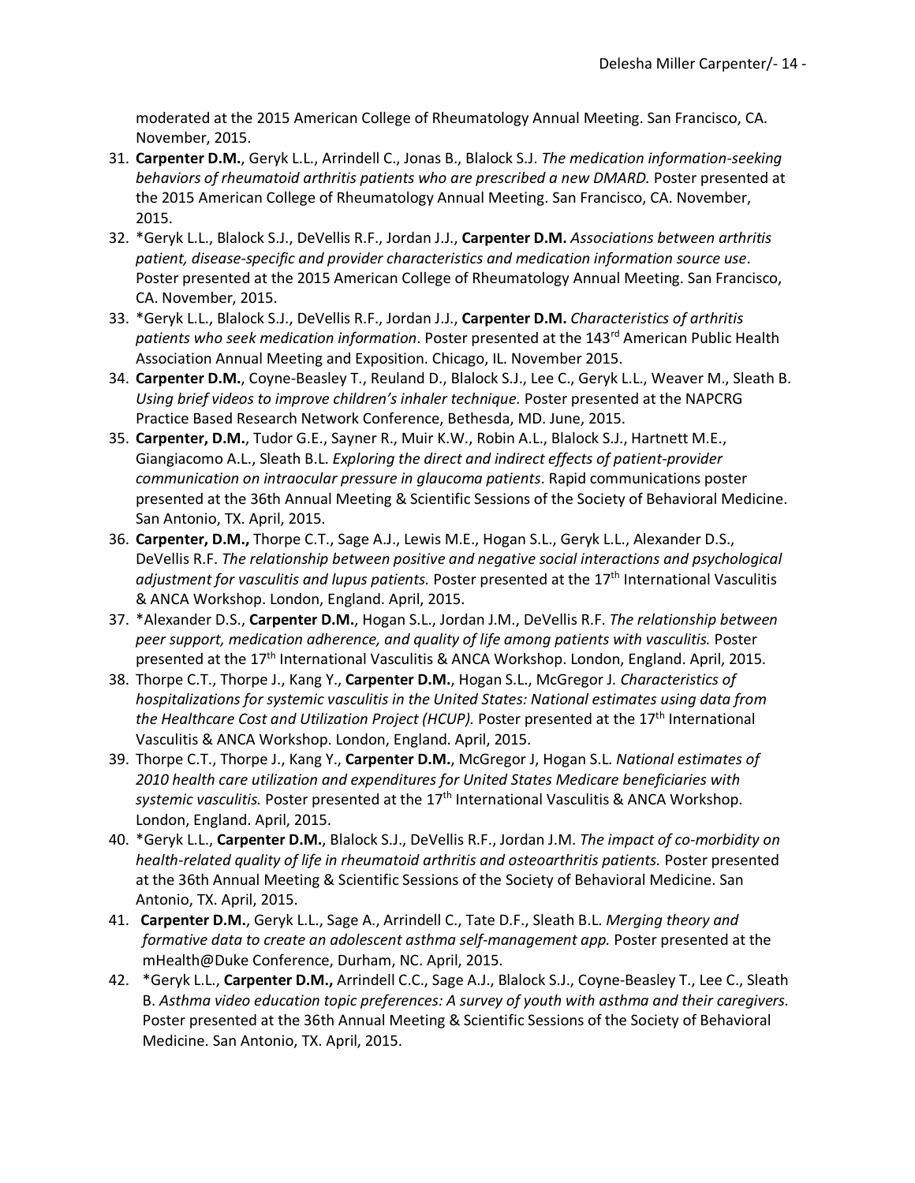moderated at the 2015 American College of Rheumatology Annual Meeting. San Francisco, CA. November, 2015.

31. **Carpenter D.M.**, Geryk L.L., Arrindell C., Jonas B., Blalock S.J. *The medication information-seeking behaviors of rheumatoid arthritis patients who are prescribed a new DMARD.* Poster presented at the 2015 American College of Rheumatology Annual Meeting. San Francisco, CA. November, 2015.
32. *Geryk L.L., Blalock S.J., DeVellis R.F., Jordan J.J., **Carpenter D.M.** *Associations between arthritis patient, disease-specific and provider characteristics and medication information source use*. Poster presented at the 2015 American College of Rheumatology Annual Meeting. San Francisco, CA. November, 2015.
33. *Geryk L.L., Blalock S.J., DeVellis R.F., Jordan J.J., **Carpenter D.M.** *Characteristics of arthritis patients who seek medication information*. Poster presented at the 143rd American Public Health Association Annual Meeting and Exposition. Chicago, IL. November 2015.
34. **Carpenter D.M.**, Coyne-Beasley T., Reuland D., Blalock S.J., Lee C., Geryk L.L., Weaver M., Sleath B. *Using brief videos to improve children's inhaler technique.* Poster presented at the NAPCRG Practice Based Research Network Conference, Bethesda, MD. June, 2015.
35. **Carpenter, D.M.**, Tudor G.E., Sayner R., Muir K.W., Robin A.L., Blalock S.J., Hartnett M.E., Giangiacomo A.L., Sleath B.L. *Exploring the direct and indirect effects of patient-provider communication on intraocular pressure in glaucoma patients*. Rapid communications poster presented at the 36th Annual Meeting & Scientific Sessions of the Society of Behavioral Medicine. San Antonio, TX. April, 2015.
36. **Carpenter, D.M.,** Thorpe C.T., Sage A.J., Lewis M.E., Hogan S.L., Geryk L.L., Alexander D.S., DeVellis R.F. *The relationship between positive and negative social interactions and psychological adjustment for vasculitis and lupus patients.* Poster presented at the 17th International Vasculitis & ANCA Workshop. London, England. April, 2015.
37. *Alexander D.S., **Carpenter D.M.**, Hogan S.L., Jordan J.M., DeVellis R.F. *The relationship between peer support, medication adherence, and quality of life among patients with vasculitis.* Poster presented at the 17th International Vasculitis & ANCA Workshop. London, England. April, 2015.
38. Thorpe C.T., Thorpe J., Kang Y., **Carpenter D.M.**, Hogan S.L., McGregor J. *Characteristics of hospitalizations for systemic vasculitis in the United States: National estimates using data from the Healthcare Cost and Utilization Project (HCUP).* Poster presented at the 17th International Vasculitis & ANCA Workshop. London, England. April, 2015.
39. Thorpe C.T., Thorpe J., Kang Y., **Carpenter D.M.**, McGregor J, Hogan S.L. *National estimates of 2010 health care utilization and expenditures for United States Medicare beneficiaries with systemic vasculitis.* Poster presented at the 17th International Vasculitis & ANCA Workshop. London, England. April, 2015.
40. *Geryk L.L., **Carpenter D.M.**, Blalock S.J., DeVellis R.F., Jordan J.M. *The impact of co-morbidity on health-related quality of life in rheumatoid arthritis and osteoarthritis patients.* Poster presented at the 36th Annual Meeting & Scientific Sessions of the Society of Behavioral Medicine. San Antonio, TX. April, 2015.
41. **Carpenter D.M.**, Geryk L.L., Sage A., Arrindell C., Tate D.F., Sleath B.L. *Merging theory and formative data to create an adolescent asthma self-management app.* Poster presented at the mHealth@Duke Conference, Durham, NC. April, 2015.
42. *Geryk L.L., **Carpenter D.M.,** Arrindell C.C., Sage A.J., Blalock S.J., Coyne-Beasley T., Lee C., Sleath B. *Asthma video education topic preferences: A survey of youth with asthma and their caregivers.* Poster presented at the 36th Annual Meeting & Scientific Sessions of the Society of Behavioral Medicine. San Antonio, TX. April, 2015.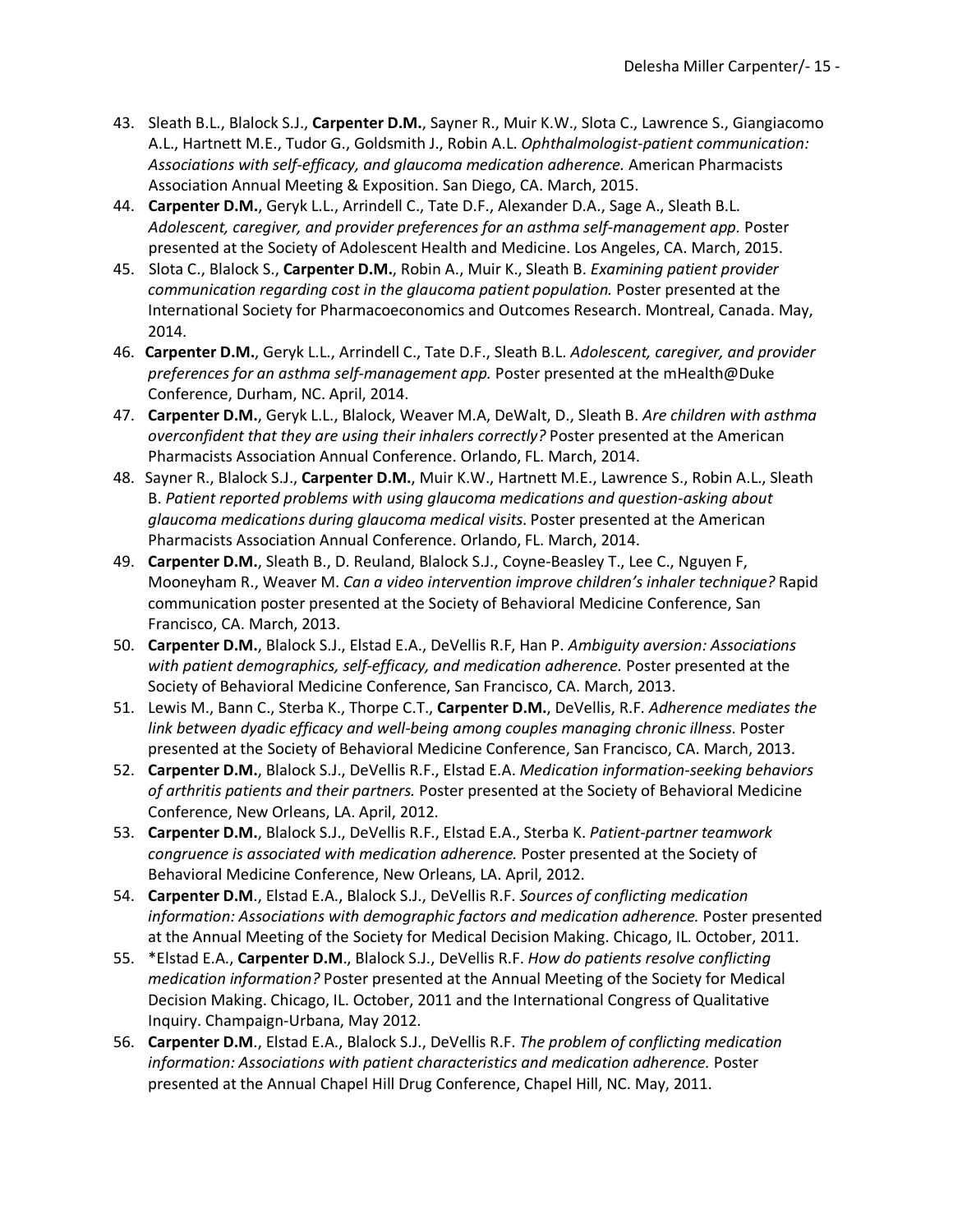43. Sleath B.L., Blalock S.J., **Carpenter D.M.**, Sayner R., Muir K.W., Slota C., Lawrence S., Giangiacomo A.L., Hartnett M.E., Tudor G., Goldsmith J., Robin A.L. *Ophthalmologist-patient communication: Associations with self-efficacy, and glaucoma medication adherence.* American Pharmacists Association Annual Meeting & Exposition. San Diego, CA. March, 2015.
44. **Carpenter D.M.**, Geryk L.L., Arrindell C., Tate D.F., Alexander D.A., Sage A., Sleath B.L. *Adolescent, caregiver, and provider preferences for an asthma self-management app.* Poster presented at the Society of Adolescent Health and Medicine. Los Angeles, CA. March, 2015.
45. Slota C., Blalock S., **Carpenter D.M.**, Robin A., Muir K., Sleath B. *Examining patient provider communication regarding cost in the glaucoma patient population.* Poster presented at the International Society for Pharmacoeconomics and Outcomes Research. Montreal, Canada. May, 2014.
46. **Carpenter D.M.**, Geryk L.L., Arrindell C., Tate D.F., Sleath B.L. *Adolescent, caregiver, and provider preferences for an asthma self-management app.* Poster presented at the mHealth@Duke Conference, Durham, NC. April, 2014.
47. **Carpenter D.M.**, Geryk L.L., Blalock, Weaver M.A, DeWalt, D., Sleath B. *Are children with asthma overconfident that they are using their inhalers correctly?* Poster presented at the American Pharmacists Association Annual Conference. Orlando, FL. March, 2014.
48. Sayner R., Blalock S.J., **Carpenter D.M.**, Muir K.W., Hartnett M.E., Lawrence S., Robin A.L., Sleath B. *Patient reported problems with using glaucoma medications and question-asking about glaucoma medications during glaucoma medical visits.* Poster presented at the American Pharmacists Association Annual Conference. Orlando, FL. March, 2014.
49. **Carpenter D.M.**, Sleath B., D. Reuland, Blalock S.J., Coyne-Beasley T., Lee C., Nguyen F, Mooneyham R., Weaver M. *Can a video intervention improve children's inhaler technique?* Rapid communication poster presented at the Society of Behavioral Medicine Conference, San Francisco, CA. March, 2013.
50. **Carpenter D.M.**, Blalock S.J., Elstad E.A., DeVellis R.F, Han P. *Ambiguity aversion: Associations with patient demographics, self-efficacy, and medication adherence.* Poster presented at the Society of Behavioral Medicine Conference, San Francisco, CA. March, 2013.
51. Lewis M., Bann C., Sterba K., Thorpe C.T., **Carpenter D.M.**, DeVellis, R.F. *Adherence mediates the link between dyadic efficacy and well-being among couples managing chronic illness.* Poster presented at the Society of Behavioral Medicine Conference, San Francisco, CA. March, 2013.
52. **Carpenter D.M.**, Blalock S.J., DeVellis R.F., Elstad E.A. *Medication information-seeking behaviors of arthritis patients and their partners.* Poster presented at the Society of Behavioral Medicine Conference, New Orleans, LA. April, 2012.
53. **Carpenter D.M.**, Blalock S.J., DeVellis R.F., Elstad E.A., Sterba K. *Patient-partner teamwork congruence is associated with medication adherence.* Poster presented at the Society of Behavioral Medicine Conference, New Orleans, LA. April, 2012.
54. **Carpenter D.M**., Elstad E.A., Blalock S.J., DeVellis R.F. *Sources of conflicting medication information: Associations with demographic factors and medication adherence.* Poster presented at the Annual Meeting of the Society for Medical Decision Making. Chicago, IL. October, 2011.
55. *Elstad E.A., **Carpenter D.M**., Blalock S.J., DeVellis R.F. *How do patients resolve conflicting medication information?* Poster presented at the Annual Meeting of the Society for Medical Decision Making. Chicago, IL. October, 2011 and the International Congress of Qualitative Inquiry. Champaign-Urbana, May 2012.
56. **Carpenter D.M**., Elstad E.A., Blalock S.J., DeVellis R.F. *The problem of conflicting medication information: Associations with patient characteristics and medication adherence.* Poster presented at the Annual Chapel Hill Drug Conference, Chapel Hill, NC. May, 2011.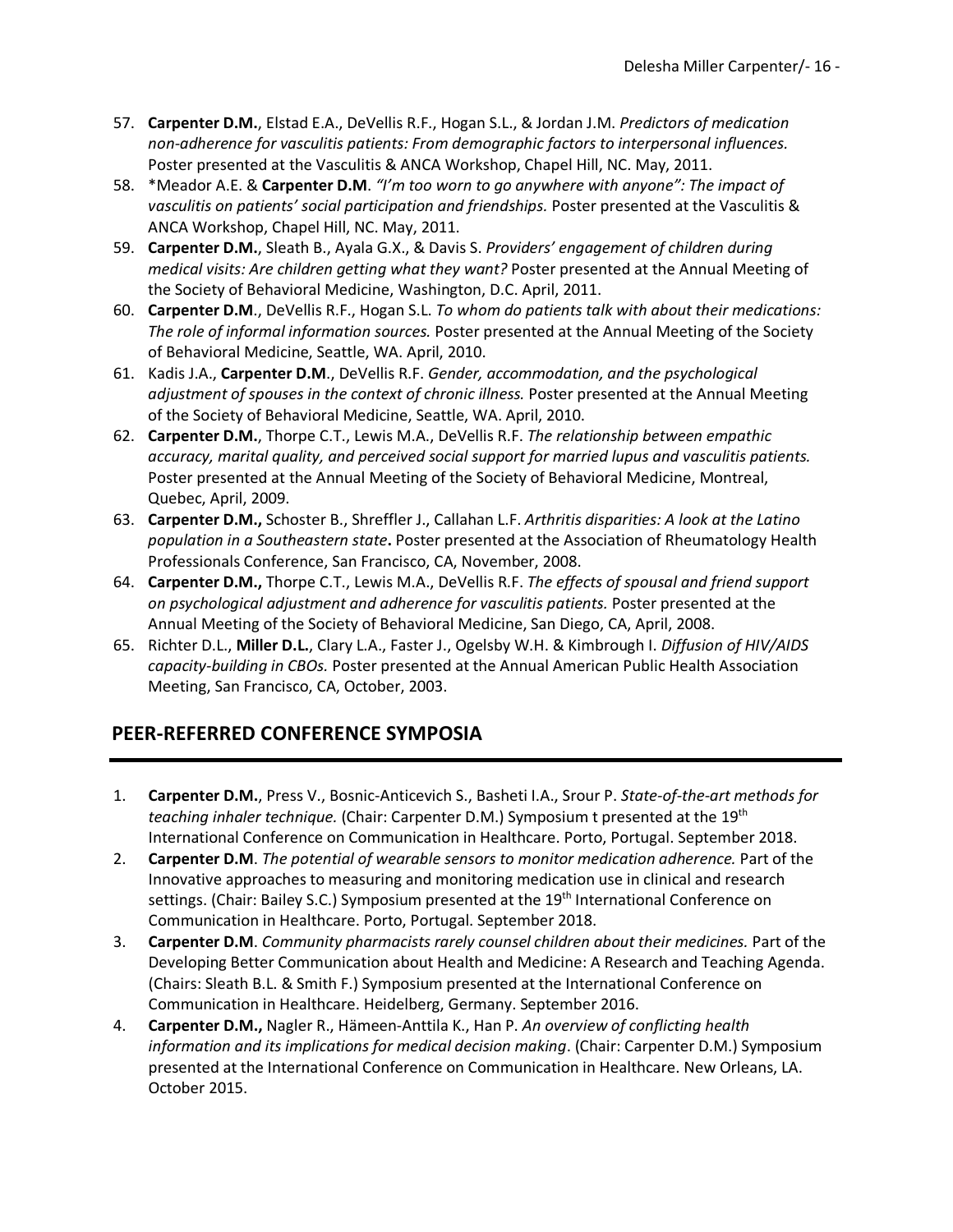57. **Carpenter D.M.**, Elstad E.A., DeVellis R.F., Hogan S.L., & Jordan J.M. *Predictors of medication non-adherence for vasculitis patients: From demographic factors to interpersonal influences.* Poster presented at the Vasculitis & ANCA Workshop, Chapel Hill, NC. May, 2011.
58. *Meador A.E. & **Carpenter D.M**. *"I'm too worn to go anywhere with anyone": The impact of vasculitis on patients' social participation and friendships.* Poster presented at the Vasculitis & ANCA Workshop, Chapel Hill, NC. May, 2011.
59. **Carpenter D.M.**, Sleath B., Ayala G.X., & Davis S. *Providers' engagement of children during medical visits: Are children getting what they want?* Poster presented at the Annual Meeting of the Society of Behavioral Medicine, Washington, D.C. April, 2011.
60. **Carpenter D.M**., DeVellis R.F., Hogan S.L. *To whom do patients talk with about their medications: The role of informal information sources.* Poster presented at the Annual Meeting of the Society of Behavioral Medicine, Seattle, WA. April, 2010.
61. Kadis J.A., **Carpenter D.M**., DeVellis R.F. *Gender, accommodation, and the psychological adjustment of spouses in the context of chronic illness.* Poster presented at the Annual Meeting of the Society of Behavioral Medicine, Seattle, WA. April, 2010.
62. **Carpenter D.M.**, Thorpe C.T., Lewis M.A., DeVellis R.F. *The relationship between empathic accuracy, marital quality, and perceived social support for married lupus and vasculitis patients.* Poster presented at the Annual Meeting of the Society of Behavioral Medicine, Montreal, Quebec, April, 2009.
63. **Carpenter D.M.,** Schoster B., Shreffler J., Callahan L.F. *Arthritis disparities: A look at the Latino population in a Southeastern state***.** Poster presented at the Association of Rheumatology Health Professionals Conference, San Francisco, CA, November, 2008.
64. **Carpenter D.M.,** Thorpe C.T., Lewis M.A., DeVellis R.F. *The effects of spousal and friend support on psychological adjustment and adherence for vasculitis patients.* Poster presented at the Annual Meeting of the Society of Behavioral Medicine, San Diego, CA, April, 2008.
65. Richter D.L., **Miller D.L.**, Clary L.A., Faster J., Ogelsby W.H. & Kimbrough I. *Diffusion of HIV/AIDS capacity-building in CBOs.* Poster presented at the Annual American Public Health Association Meeting, San Francisco, CA, October, 2003.

## PEER-REFERRED CONFERENCE SYMPOSIA

1. **Carpenter D.M.**, Press V., Bosnic-Anticevich S., Basheti I.A., Srour P. *State-of-the-art methods for teaching inhaler technique.* (Chair: Carpenter D.M.) Symposium t presented at the 19th International Conference on Communication in Healthcare. Porto, Portugal. September 2018.
2. **Carpenter D.M**. *The potential of wearable sensors to monitor medication adherence.* Part of the Innovative approaches to measuring and monitoring medication use in clinical and research settings. (Chair: Bailey S.C.) Symposium presented at the 19th International Conference on Communication in Healthcare. Porto, Portugal. September 2018.
3. **Carpenter D.M**. *Community pharmacists rarely counsel children about their medicines.* Part of the Developing Better Communication about Health and Medicine: A Research and Teaching Agenda. (Chairs: Sleath B.L. & Smith F.) Symposium presented at the International Conference on Communication in Healthcare. Heidelberg, Germany. September 2016.
4. **Carpenter D.M.,** Nagler R., Hämeen-Anttila K., Han P. *An overview of conflicting health information and its implications for medical decision making*. (Chair: Carpenter D.M.) Symposium presented at the International Conference on Communication in Healthcare. New Orleans, LA. October 2015.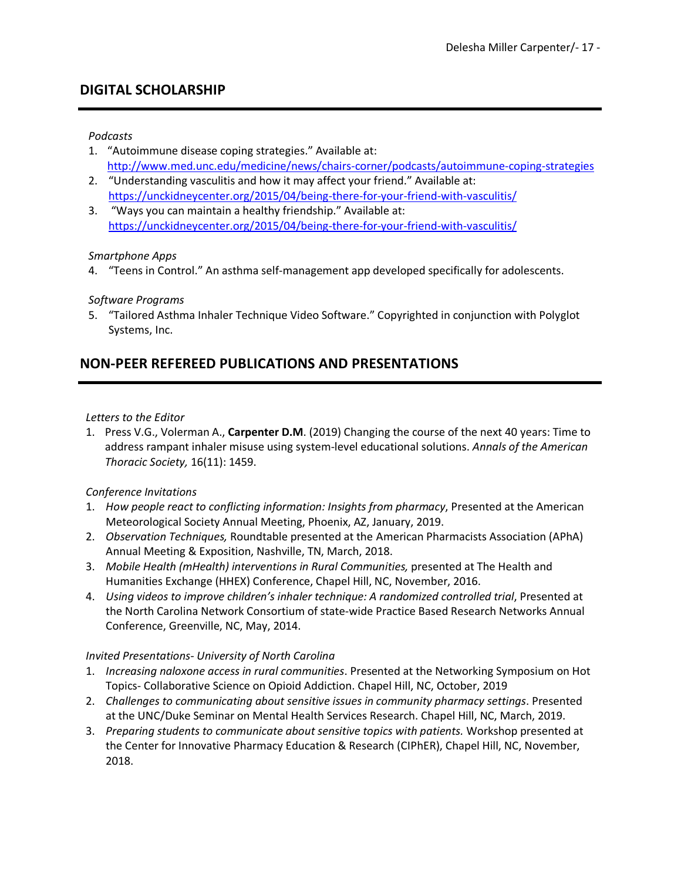## DIGITAL SCHOLARSHIP

*Podcasts*

1. "Autoimmune disease coping strategies." Available at: http://www.med.unc.edu/medicine/news/chairs-corner/podcasts/autoimmune-coping-strategies
2. "Understanding vasculitis and how it may affect your friend." Available at: https://unckidneycenter.org/2015/04/being-there-for-your-friend-with-vasculitis/
3. "Ways you can maintain a healthy friendship." Available at: https://unckidneycenter.org/2015/04/being-there-for-your-friend-with-vasculitis/

*Smartphone Apps*

4. "Teens in Control." An asthma self-management app developed specifically for adolescents.

*Software Programs*

5. "Tailored Asthma Inhaler Technique Video Software." Copyrighted in conjunction with Polyglot Systems, Inc.

## NON-PEER REFEREED PUBLICATIONS AND PRESENTATIONS

*Letters to the Editor*

1. Press V.G., Volerman A., **Carpenter D.M**. (2019) Changing the course of the next 40 years: Time to address rampant inhaler misuse using system-level educational solutions. *Annals of the American Thoracic Society,* 16(11): 1459.

*Conference Invitations*

1. *How people react to conflicting information: Insights from pharmacy*, Presented at the American Meteorological Society Annual Meeting, Phoenix, AZ, January, 2019.
2. *Observation Techniques,* Roundtable presented at the American Pharmacists Association (APhA) Annual Meeting & Exposition, Nashville, TN, March, 2018.
3. *Mobile Health (mHealth) interventions in Rural Communities,* presented at The Health and Humanities Exchange (HHEX) Conference, Chapel Hill, NC, November, 2016.
4. *Using videos to improve children's inhaler technique: A randomized controlled trial*, Presented at the North Carolina Network Consortium of state-wide Practice Based Research Networks Annual Conference, Greenville, NC, May, 2014.

*Invited Presentations- University of North Carolina*

1. *Increasing naloxone access in rural communities*. Presented at the Networking Symposium on Hot Topics- Collaborative Science on Opioid Addiction. Chapel Hill, NC, October, 2019
2. *Challenges to communicating about sensitive issues in community pharmacy settings*. Presented at the UNC/Duke Seminar on Mental Health Services Research. Chapel Hill, NC, March, 2019.
3. *Preparing students to communicate about sensitive topics with patients.* Workshop presented at the Center for Innovative Pharmacy Education & Research (CIPhER), Chapel Hill, NC, November, 2018.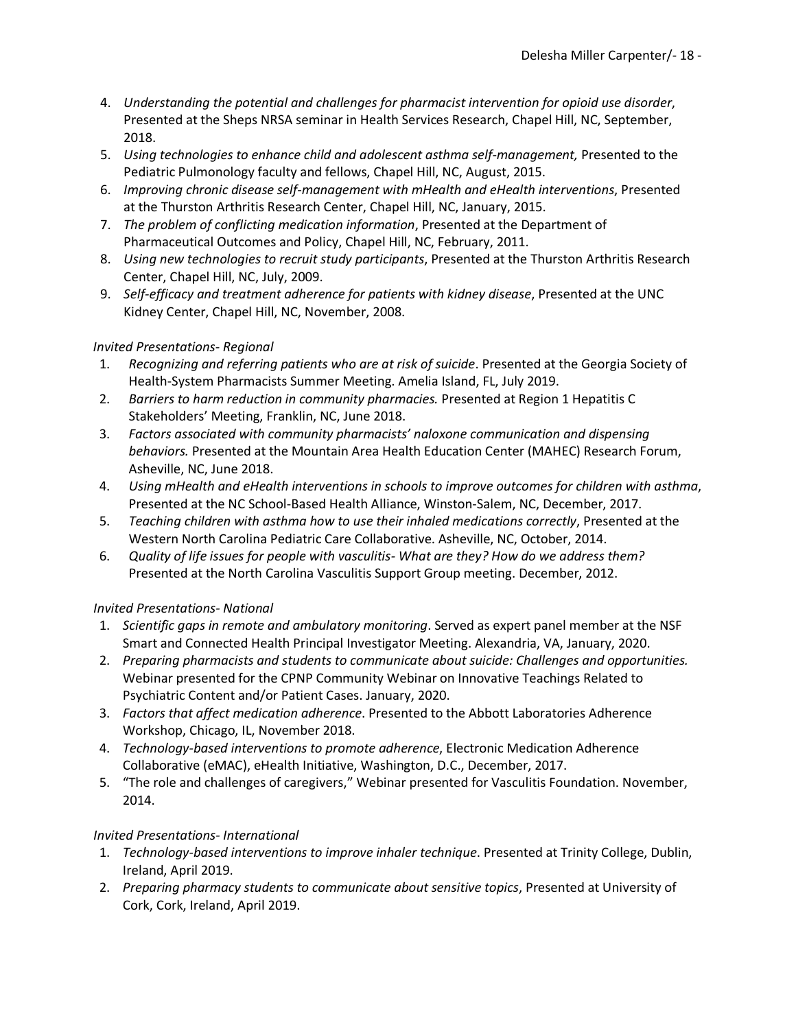4. *Understanding the potential and challenges for pharmacist intervention for opioid use disorder*, Presented at the Sheps NRSA seminar in Health Services Research, Chapel Hill, NC, September, 2018.
5. *Using technologies to enhance child and adolescent asthma self-management,* Presented to the Pediatric Pulmonology faculty and fellows, Chapel Hill, NC, August, 2015.
6. *Improving chronic disease self-management with mHealth and eHealth interventions*, Presented at the Thurston Arthritis Research Center, Chapel Hill, NC, January, 2015.
7. *The problem of conflicting medication information*, Presented at the Department of Pharmaceutical Outcomes and Policy, Chapel Hill, NC, February, 2011.
8. *Using new technologies to recruit study participants*, Presented at the Thurston Arthritis Research Center, Chapel Hill, NC, July, 2009.
9. *Self-efficacy and treatment adherence for patients with kidney disease*, Presented at the UNC Kidney Center, Chapel Hill, NC, November, 2008.

*Invited Presentations- Regional*

1. *Recognizing and referring patients who are at risk of suicide*. Presented at the Georgia Society of Health-System Pharmacists Summer Meeting. Amelia Island, FL, July 2019.
2. *Barriers to harm reduction in community pharmacies.* Presented at Region 1 Hepatitis C Stakeholders' Meeting, Franklin, NC, June 2018.
3. *Factors associated with community pharmacists' naloxone communication and dispensing behaviors.* Presented at the Mountain Area Health Education Center (MAHEC) Research Forum, Asheville, NC, June 2018.
4. *Using mHealth and eHealth interventions in schools to improve outcomes for children with asthma*, Presented at the NC School-Based Health Alliance, Winston-Salem, NC, December, 2017.
5. *Teaching children with asthma how to use their inhaled medications correctly*, Presented at the Western North Carolina Pediatric Care Collaborative. Asheville, NC, October, 2014.
6. *Quality of life issues for people with vasculitis- What are they? How do we address them?* Presented at the North Carolina Vasculitis Support Group meeting. December, 2012.

*Invited Presentations- National*

1. *Scientific gaps in remote and ambulatory monitoring*. Served as expert panel member at the NSF Smart and Connected Health Principal Investigator Meeting. Alexandria, VA, January, 2020.
2. *Preparing pharmacists and students to communicate about suicide: Challenges and opportunities.* Webinar presented for the CPNP Community Webinar on Innovative Teachings Related to Psychiatric Content and/or Patient Cases. January, 2020.
3. *Factors that affect medication adherence*. Presented to the Abbott Laboratories Adherence Workshop, Chicago, IL, November 2018.
4. *Technology-based interventions to promote adherence*, Electronic Medication Adherence Collaborative (eMAC), eHealth Initiative, Washington, D.C., December, 2017.
5. "The role and challenges of caregivers," Webinar presented for Vasculitis Foundation. November, 2014.

*Invited Presentations- International*

1. *Technology-based interventions to improve inhaler technique*. Presented at Trinity College, Dublin, Ireland, April 2019.
2. *Preparing pharmacy students to communicate about sensitive topics*, Presented at University of Cork, Cork, Ireland, April 2019.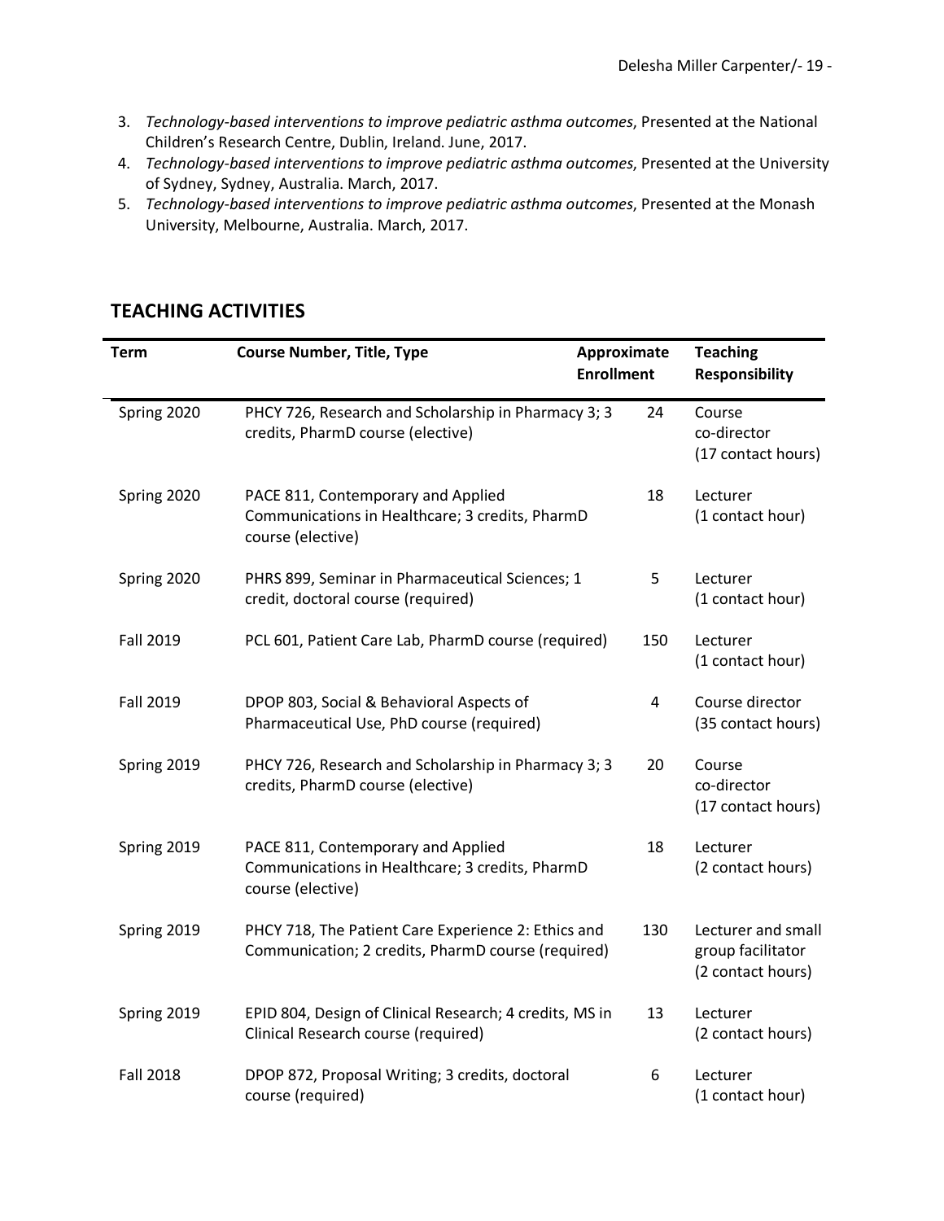3. *Technology-based interventions to improve pediatric asthma outcomes*, Presented at the National Children's Research Centre, Dublin, Ireland. June, 2017.
4. *Technology-based interventions to improve pediatric asthma outcomes*, Presented at the University of Sydney, Sydney, Australia. March, 2017.
5. *Technology-based interventions to improve pediatric asthma outcomes*, Presented at the Monash University, Melbourne, Australia. March, 2017.

## TEACHING ACTIVITIES

| Term | Course Number, Title, Type | Approximate Enrollment | Teaching Responsibility |
|---|---|---|---|
| Spring 2020 | PHCY 726, Research and Scholarship in Pharmacy 3; 3 credits, PharmD course (elective) | 24 | Course co-director (17 contact hours) |
| Spring 2020 | PACE 811, Contemporary and Applied Communications in Healthcare; 3 credits, PharmD course (elective) | 18 | Lecturer (1 contact hour) |
| Spring 2020 | PHRS 899, Seminar in Pharmaceutical Sciences; 1 credit, doctoral course (required) | 5 | Lecturer (1 contact hour) |
| Fall 2019 | PCL 601, Patient Care Lab, PharmD course (required) | 150 | Lecturer (1 contact hour) |
| Fall 2019 | DPOP 803, Social & Behavioral Aspects of Pharmaceutical Use, PhD course (required) | 4 | Course director (35 contact hours) |
| Spring 2019 | PHCY 726, Research and Scholarship in Pharmacy 3; 3 credits, PharmD course (elective) | 20 | Course co-director (17 contact hours) |
| Spring 2019 | PACE 811, Contemporary and Applied Communications in Healthcare; 3 credits, PharmD course (elective) | 18 | Lecturer (2 contact hours) |
| Spring 2019 | PHCY 718, The Patient Care Experience 2: Ethics and Communication; 2 credits, PharmD course (required) | 130 | Lecturer and small group facilitator (2 contact hours) |
| Spring 2019 | EPID 804, Design of Clinical Research; 4 credits, MS in Clinical Research course (required) | 13 | Lecturer (2 contact hours) |
| Fall 2018 | DPOP 872, Proposal Writing; 3 credits, doctoral course (required) | 6 | Lecturer (1 contact hour) |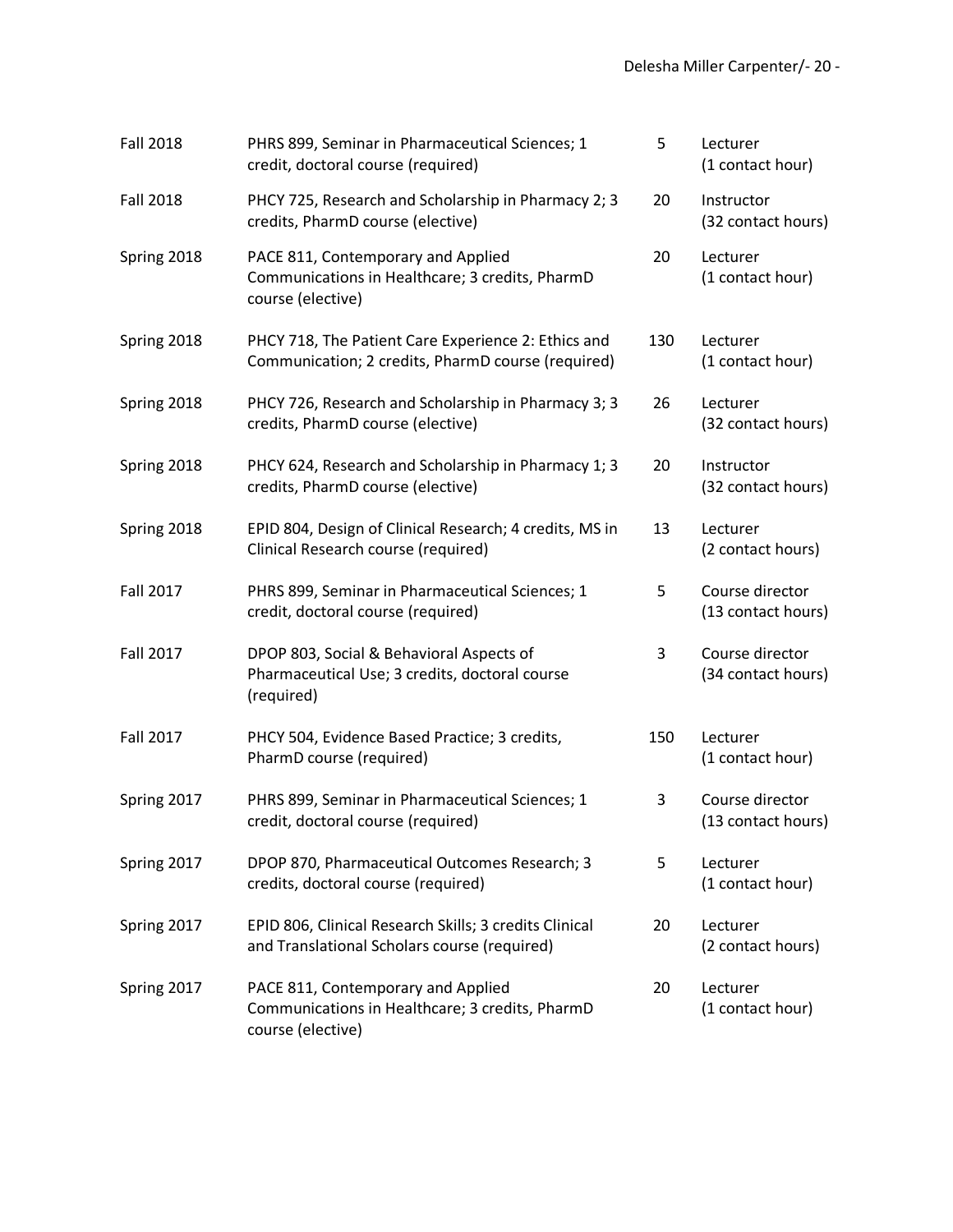| | | | |
|---|---|---|---|
| Fall 2018 | PHRS 899, Seminar in Pharmaceutical Sciences; 1 credit, doctoral course (required) | 5 | Lecturer (1 contact hour) |
| Fall 2018 | PHCY 725, Research and Scholarship in Pharmacy 2; 3 credits, PharmD course (elective) | 20 | Instructor (32 contact hours) |
| Spring 2018 | PACE 811, Contemporary and Applied Communications in Healthcare; 3 credits, PharmD course (elective) | 20 | Lecturer (1 contact hour) |
| Spring 2018 | PHCY 718, The Patient Care Experience 2: Ethics and Communication; 2 credits, PharmD course (required) | 130 | Lecturer (1 contact hour) |
| Spring 2018 | PHCY 726, Research and Scholarship in Pharmacy 3; 3 credits, PharmD course (elective) | 26 | Lecturer (32 contact hours) |
| Spring 2018 | PHCY 624, Research and Scholarship in Pharmacy 1; 3 credits, PharmD course (elective) | 20 | Instructor (32 contact hours) |
| Spring 2018 | EPID 804, Design of Clinical Research; 4 credits, MS in Clinical Research course (required) | 13 | Lecturer (2 contact hours) |
| Fall 2017 | PHRS 899, Seminar in Pharmaceutical Sciences; 1 credit, doctoral course (required) | 5 | Course director (13 contact hours) |
| Fall 2017 | DPOP 803, Social & Behavioral Aspects of Pharmaceutical Use; 3 credits, doctoral course (required) | 3 | Course director (34 contact hours) |
| Fall 2017 | PHCY 504, Evidence Based Practice; 3 credits, PharmD course (required) | 150 | Lecturer (1 contact hour) |
| Spring 2017 | PHRS 899, Seminar in Pharmaceutical Sciences; 1 credit, doctoral course (required) | 3 | Course director (13 contact hours) |
| Spring 2017 | DPOP 870, Pharmaceutical Outcomes Research; 3 credits, doctoral course (required) | 5 | Lecturer (1 contact hour) |
| Spring 2017 | EPID 806, Clinical Research Skills; 3 credits Clinical and Translational Scholars course (required) | 20 | Lecturer (2 contact hours) |
| Spring 2017 | PACE 811, Contemporary and Applied Communications in Healthcare; 3 credits, PharmD course (elective) | 20 | Lecturer (1 contact hour) |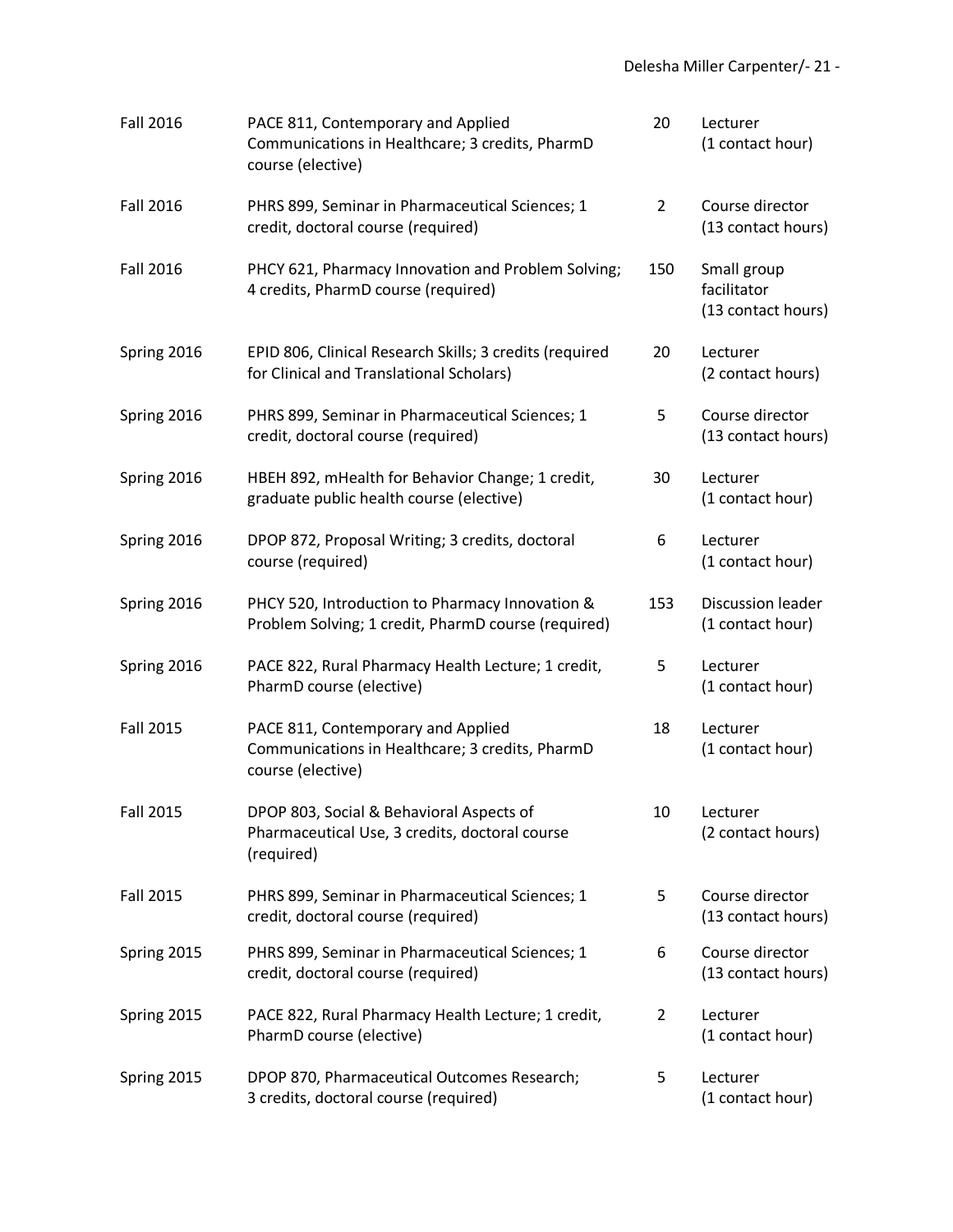| | | | |
|---|---|---|---|
| Fall 2016 | PACE 811, Contemporary and Applied Communications in Healthcare; 3 credits, PharmD course (elective) | 20 | Lecturer (1 contact hour) |
| Fall 2016 | PHRS 899, Seminar in Pharmaceutical Sciences; 1 credit, doctoral course (required) | 2 | Course director (13 contact hours) |
| Fall 2016 | PHCY 621, Pharmacy Innovation and Problem Solving; 4 credits, PharmD course (required) | 150 | Small group facilitator (13 contact hours) |
| Spring 2016 | EPID 806, Clinical Research Skills; 3 credits (required for Clinical and Translational Scholars) | 20 | Lecturer (2 contact hours) |
| Spring 2016 | PHRS 899, Seminar in Pharmaceutical Sciences; 1 credit, doctoral course (required) | 5 | Course director (13 contact hours) |
| Spring 2016 | HBEH 892, mHealth for Behavior Change; 1 credit, graduate public health course (elective) | 30 | Lecturer (1 contact hour) |
| Spring 2016 | DPOP 872, Proposal Writing; 3 credits, doctoral course (required) | 6 | Lecturer (1 contact hour) |
| Spring 2016 | PHCY 520, Introduction to Pharmacy Innovation & Problem Solving; 1 credit, PharmD course (required) | 153 | Discussion leader (1 contact hour) |
| Spring 2016 | PACE 822, Rural Pharmacy Health Lecture; 1 credit, PharmD course (elective) | 5 | Lecturer (1 contact hour) |
| Fall 2015 | PACE 811, Contemporary and Applied Communications in Healthcare; 3 credits, PharmD course (elective) | 18 | Lecturer (1 contact hour) |
| Fall 2015 | DPOP 803, Social & Behavioral Aspects of Pharmaceutical Use, 3 credits, doctoral course (required) | 10 | Lecturer (2 contact hours) |
| Fall 2015 | PHRS 899, Seminar in Pharmaceutical Sciences; 1 credit, doctoral course (required) | 5 | Course director (13 contact hours) |
| Spring 2015 | PHRS 899, Seminar in Pharmaceutical Sciences; 1 credit, doctoral course (required) | 6 | Course director (13 contact hours) |
| Spring 2015 | PACE 822, Rural Pharmacy Health Lecture; 1 credit, PharmD course (elective) | 2 | Lecturer (1 contact hour) |
| Spring 2015 | DPOP 870, Pharmaceutical Outcomes Research; 3 credits, doctoral course (required) | 5 | Lecturer (1 contact hour) |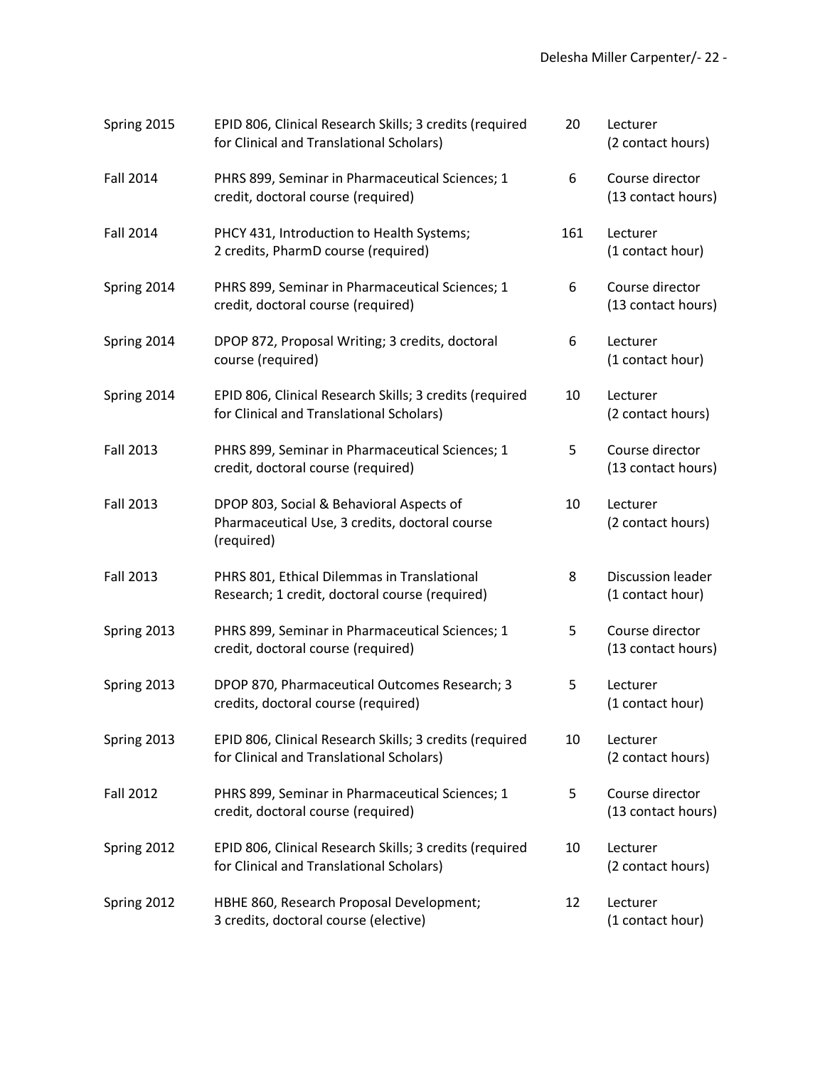| | | | |
|---|---|---|---|
| Spring 2015 | EPID 806, Clinical Research Skills; 3 credits (required for Clinical and Translational Scholars) | 20 | Lecturer (2 contact hours) |
| Fall 2014 | PHRS 899, Seminar in Pharmaceutical Sciences; 1 credit, doctoral course (required) | 6 | Course director (13 contact hours) |
| Fall 2014 | PHCY 431, Introduction to Health Systems; 2 credits, PharmD course (required) | 161 | Lecturer (1 contact hour) |
| Spring 2014 | PHRS 899, Seminar in Pharmaceutical Sciences; 1 credit, doctoral course (required) | 6 | Course director (13 contact hours) |
| Spring 2014 | DPOP 872, Proposal Writing; 3 credits, doctoral course (required) | 6 | Lecturer (1 contact hour) |
| Spring 2014 | EPID 806, Clinical Research Skills; 3 credits (required for Clinical and Translational Scholars) | 10 | Lecturer (2 contact hours) |
| Fall 2013 | PHRS 899, Seminar in Pharmaceutical Sciences; 1 credit, doctoral course (required) | 5 | Course director (13 contact hours) |
| Fall 2013 | DPOP 803, Social & Behavioral Aspects of Pharmaceutical Use, 3 credits, doctoral course (required) | 10 | Lecturer (2 contact hours) |
| Fall 2013 | PHRS 801, Ethical Dilemmas in Translational Research; 1 credit, doctoral course (required) | 8 | Discussion leader (1 contact hour) |
| Spring 2013 | PHRS 899, Seminar in Pharmaceutical Sciences; 1 credit, doctoral course (required) | 5 | Course director (13 contact hours) |
| Spring 2013 | DPOP 870, Pharmaceutical Outcomes Research; 3 credits, doctoral course (required) | 5 | Lecturer (1 contact hour) |
| Spring 2013 | EPID 806, Clinical Research Skills; 3 credits (required for Clinical and Translational Scholars) | 10 | Lecturer (2 contact hours) |
| Fall 2012 | PHRS 899, Seminar in Pharmaceutical Sciences; 1 credit, doctoral course (required) | 5 | Course director (13 contact hours) |
| Spring 2012 | EPID 806, Clinical Research Skills; 3 credits (required for Clinical and Translational Scholars) | 10 | Lecturer (2 contact hours) |
| Spring 2012 | HBHE 860, Research Proposal Development; 3 credits, doctoral course (elective) | 12 | Lecturer (1 contact hour) |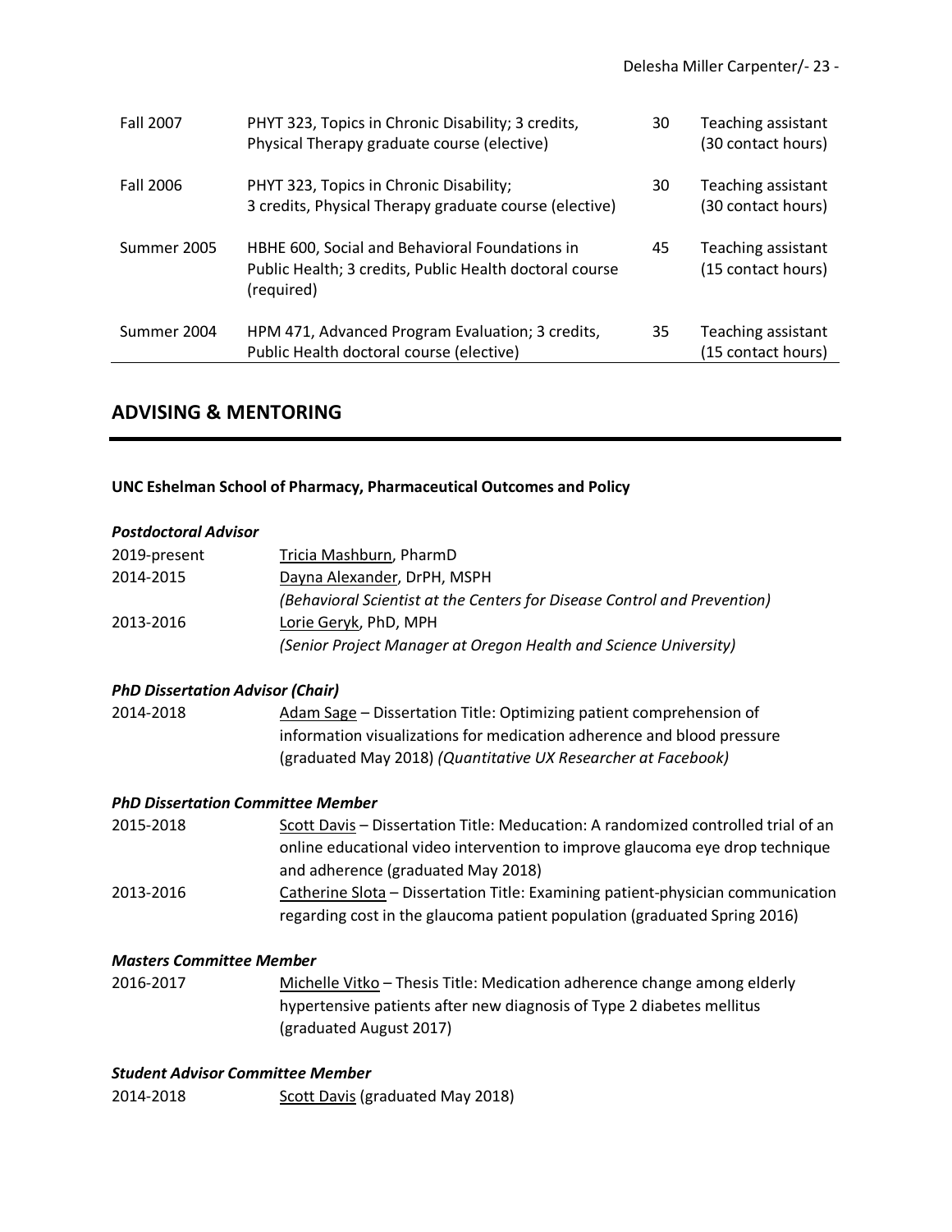| | | | |
|---|---|---|---|
| Fall 2007 | PHYT 323, Topics in Chronic Disability; 3 credits, Physical Therapy graduate course (elective) | 30 | Teaching assistant (30 contact hours) |
| Fall 2006 | PHYT 323, Topics in Chronic Disability; 3 credits, Physical Therapy graduate course (elective) | 30 | Teaching assistant (30 contact hours) |
| Summer 2005 | HBHE 600, Social and Behavioral Foundations in Public Health; 3 credits, Public Health doctoral course (required) | 45 | Teaching assistant (15 contact hours) |
| Summer 2004 | HPM 471, Advanced Program Evaluation; 3 credits, Public Health doctoral course (elective) | 35 | Teaching assistant (15 contact hours) |

## ADVISING & MENTORING

**UNC Eshelman School of Pharmacy, Pharmaceutical Outcomes and Policy**

***Postdoctoral Advisor***

| | |
|---|---|
| 2019-present | Tricia Mashburn, PharmD |
| 2014-2015 | Dayna Alexander, DrPH, MSPH<br>*(Behavioral Scientist at the Centers for Disease Control and Prevention)* |
| 2013-2016 | Lorie Geryk, PhD, MPH<br>*(Senior Project Manager at Oregon Health and Science University)* |

***PhD Dissertation Advisor (Chair)***

| | |
|---|---|
| 2014-2018 | Adam Sage – Dissertation Title: Optimizing patient comprehension of information visualizations for medication adherence and blood pressure (graduated May 2018) *(Quantitative UX Researcher at Facebook)* |

***PhD Dissertation Committee Member***

| | |
|---|---|
| 2015-2018 | Scott Davis – Dissertation Title: Meducation: A randomized controlled trial of an online educational video intervention to improve glaucoma eye drop technique and adherence (graduated May 2018) |
| 2013-2016 | Catherine Slota – Dissertation Title: Examining patient-physician communication regarding cost in the glaucoma patient population (graduated Spring 2016) |

***Masters Committee Member***

| | |
|---|---|
| 2016-2017 | Michelle Vitko – Thesis Title: Medication adherence change among elderly hypertensive patients after new diagnosis of Type 2 diabetes mellitus (graduated August 2017) |

***Student Advisor Committee Member***

| | |
|---|---|
| 2014-2018 | Scott Davis (graduated May 2018) |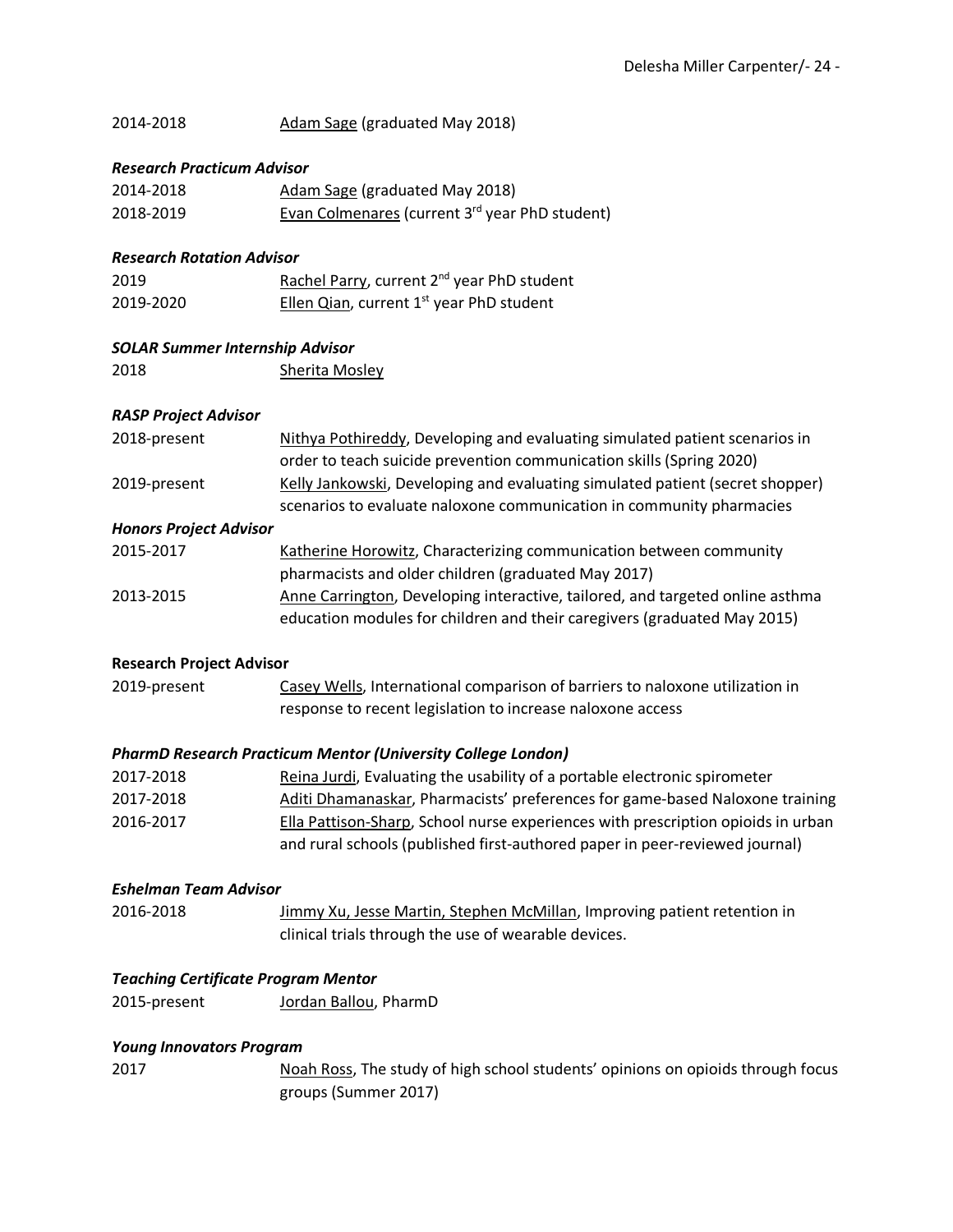2014-2018 Adam Sage (graduated May 2018)

***Research Practicum Advisor***

2014-2018 Adam Sage (graduated May 2018)
2018-2019 Evan Colmenares (current 3rd year PhD student)

***Research Rotation Advisor***

2019 Rachel Parry, current 2nd year PhD student
2019-2020 Ellen Qian, current 1st year PhD student

***SOLAR Summer Internship Advisor***

2018 Sherita Mosley

***RASP Project Advisor***

2018-present Nithya Pothireddy, Developing and evaluating simulated patient scenarios in order to teach suicide prevention communication skills (Spring 2020)
2019-present Kelly Jankowski, Developing and evaluating simulated patient (secret shopper) scenarios to evaluate naloxone communication in community pharmacies

***Honors Project Advisor***

2015-2017 Katherine Horowitz, Characterizing communication between community pharmacists and older children (graduated May 2017)
2013-2015 Anne Carrington, Developing interactive, tailored, and targeted online asthma education modules for children and their caregivers (graduated May 2015)

**Research Project Advisor**

2019-present Casey Wells, International comparison of barriers to naloxone utilization in response to recent legislation to increase naloxone access

***PharmD Research Practicum Mentor (University College London)***

2017-2018 Reina Jurdi, Evaluating the usability of a portable electronic spirometer
2017-2018 Aditi Dhamanaskar, Pharmacists' preferences for game-based Naloxone training
2016-2017 Ella Pattison-Sharp, School nurse experiences with prescription opioids in urban and rural schools (published first-authored paper in peer-reviewed journal)

***Eshelman Team Advisor***

2016-2018 Jimmy Xu, Jesse Martin, Stephen McMillan, Improving patient retention in clinical trials through the use of wearable devices.

***Teaching Certificate Program Mentor***

2015-present Jordan Ballou, PharmD

***Young Innovators Program***

2017 Noah Ross, The study of high school students' opinions on opioids through focus groups (Summer 2017)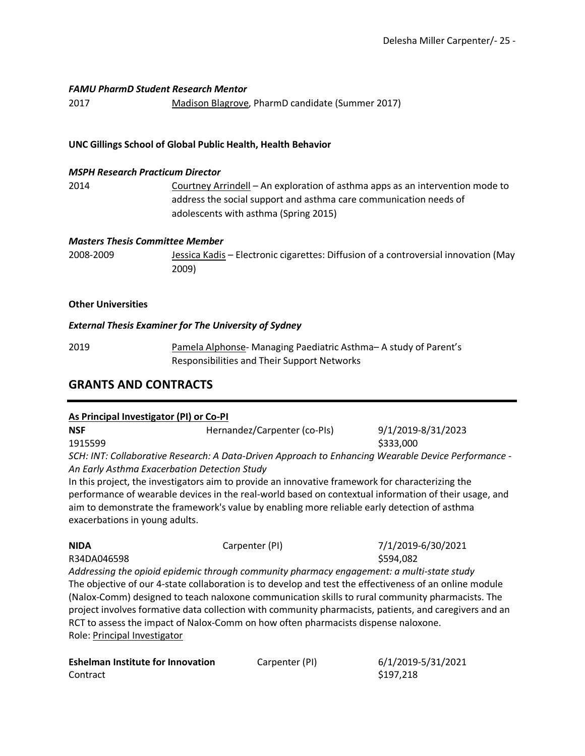***FAMU PharmD Student Research Mentor***

2017 Madison Blagrove, PharmD candidate (Summer 2017)

**UNC Gillings School of Global Public Health, Health Behavior**

***MSPH Research Practicum Director***

2014 Courtney Arrindell – An exploration of asthma apps as an intervention mode to address the social support and asthma care communication needs of adolescents with asthma (Spring 2015)

***Masters Thesis Committee Member***

2008-2009 Jessica Kadis – Electronic cigarettes: Diffusion of a controversial innovation (May 2009)

**Other Universities**

***External Thesis Examiner for The University of Sydney***

2019 Pamela Alphonse- Managing Paediatric Asthma– A study of Parent's Responsibilities and Their Support Networks

## GRANTS AND CONTRACTS

**As Principal Investigator (PI) or Co-PI**

**NSF** Hernandez/Carpenter (co-PIs) 9/1/2019-8/31/2023
1915599 $333,000
*SCH: INT: Collaborative Research: A Data-Driven Approach to Enhancing Wearable Device Performance - An Early Asthma Exacerbation Detection Study*
In this project, the investigators aim to provide an innovative framework for characterizing the performance of wearable devices in the real-world based on contextual information of their usage, and aim to demonstrate the framework's value by enabling more reliable early detection of asthma exacerbations in young adults.

**NIDA** Carpenter (PI) 7/1/2019-6/30/2021
R34DA046598 $594,082
*Addressing the opioid epidemic through community pharmacy engagement: a multi-state study*
The objective of our 4-state collaboration is to develop and test the effectiveness of an online module (Nalox-Comm) designed to teach naloxone communication skills to rural community pharmacists. The project involves formative data collection with community pharmacists, patients, and caregivers and an RCT to assess the impact of Nalox-Comm on how often pharmacists dispense naloxone.
Role: Principal Investigator

**Eshelman Institute for Innovation** Carpenter (PI) 6/1/2019-5/31/2021
Contract $197,218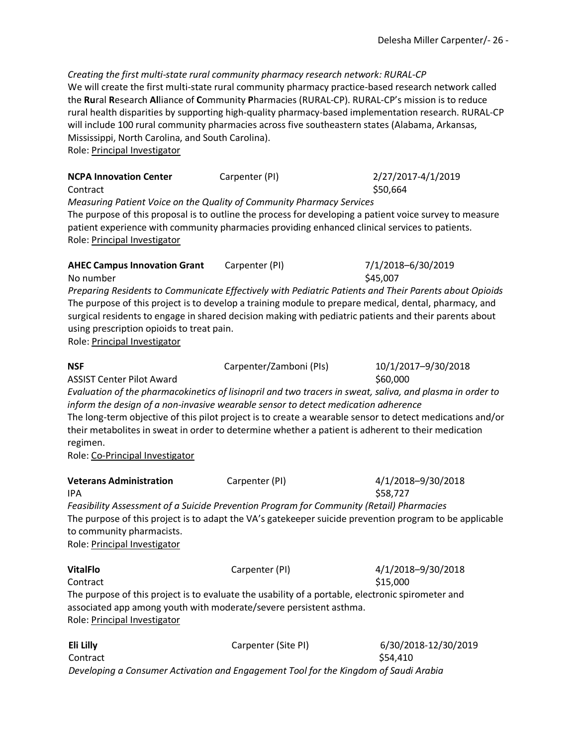*Creating the first multi-state rural community pharmacy research network: RURAL-CP*
We will create the first multi-state rural community pharmacy practice-based research network called the **Ru**ral **R**esearch **Al**liance of **C**ommunity **P**harmacies (RURAL-CP). RURAL-CP's mission is to reduce rural health disparities by supporting high-quality pharmacy-based implementation research. RURAL-CP will include 100 rural community pharmacies across five southeastern states (Alabama, Arkansas, Mississippi, North Carolina, and South Carolina).
Role: Principal Investigator

**NCPA Innovation Center** Carpenter (PI) 2/27/2017-4/1/2019
Contract $50,664
*Measuring Patient Voice on the Quality of Community Pharmacy Services*
The purpose of this proposal is to outline the process for developing a patient voice survey to measure patient experience with community pharmacies providing enhanced clinical services to patients.
Role: Principal Investigator

**AHEC Campus Innovation Grant** Carpenter (PI) 7/1/2018–6/30/2019
No number $45,007
*Preparing Residents to Communicate Effectively with Pediatric Patients and Their Parents about Opioids*
The purpose of this project is to develop a training module to prepare medical, dental, pharmacy, and surgical residents to engage in shared decision making with pediatric patients and their parents about using prescription opioids to treat pain.
Role: Principal Investigator

**NSF** Carpenter/Zamboni (PIs) 10/1/2017–9/30/2018
ASSIST Center Pilot Award $60,000
*Evaluation of the pharmacokinetics of lisinopril and two tracers in sweat, saliva, and plasma in order to inform the design of a non-invasive wearable sensor to detect medication adherence*
The long-term objective of this pilot project is to create a wearable sensor to detect medications and/or their metabolites in sweat in order to determine whether a patient is adherent to their medication regimen.
Role: Co-Principal Investigator

**Veterans Administration** Carpenter (PI) 4/1/2018–9/30/2018
IPA $58,727
*Feasibility Assessment of a Suicide Prevention Program for Community (Retail) Pharmacies*
The purpose of this project is to adapt the VA's gatekeeper suicide prevention program to be applicable to community pharmacists.
Role: Principal Investigator

**VitalFlo** Carpenter (PI) 4/1/2018–9/30/2018
Contract $15,000
The purpose of this project is to evaluate the usability of a portable, electronic spirometer and associated app among youth with moderate/severe persistent asthma.
Role: Principal Investigator

**Eli Lilly** Carpenter (Site PI) 6/30/2018-12/30/2019
Contract $54,410
*Developing a Consumer Activation and Engagement Tool for the Kingdom of Saudi Arabia*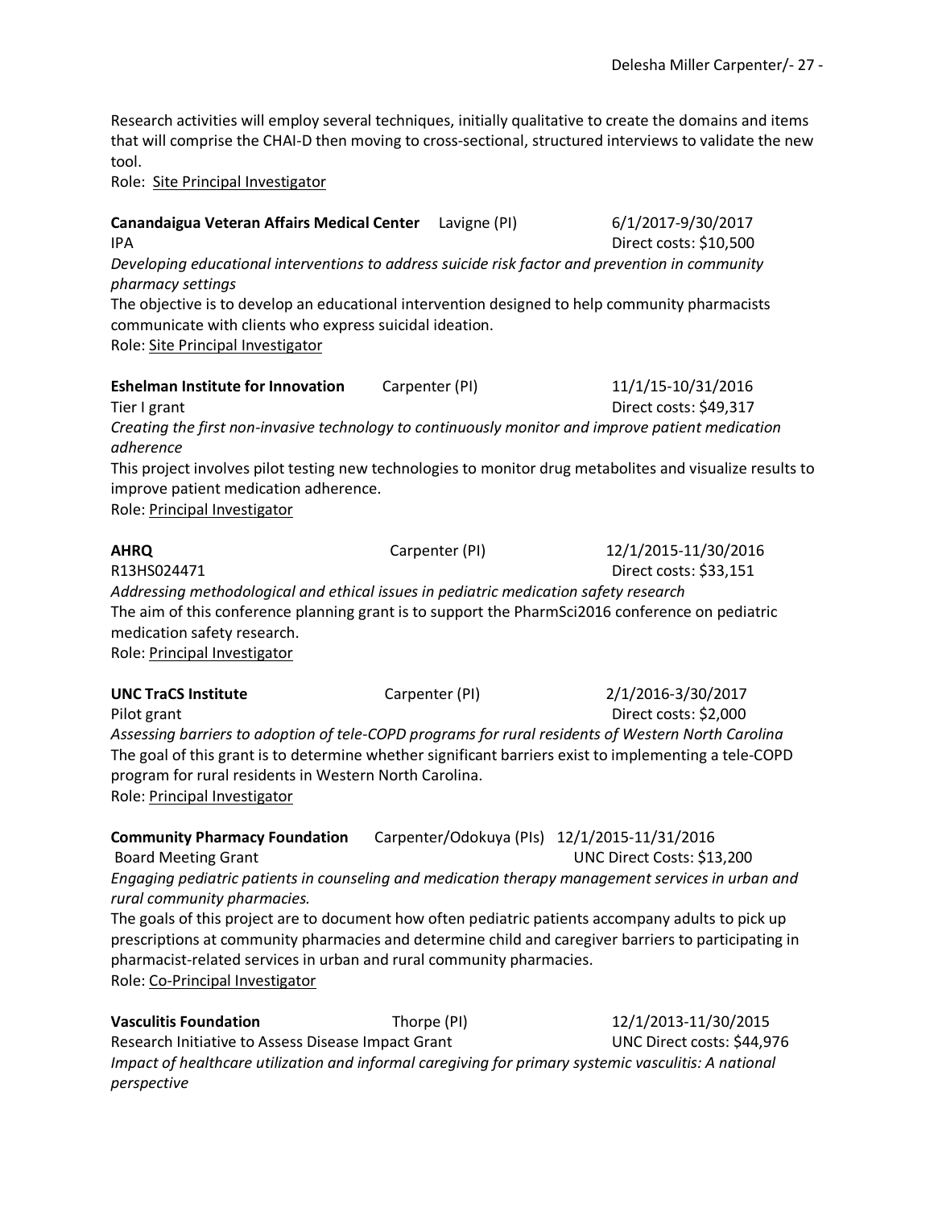Research activities will employ several techniques, initially qualitative to create the domains and items that will comprise the CHAI-D then moving to cross-sectional, structured interviews to validate the new tool.
Role: Site Principal Investigator

**Canandaigua Veteran Affairs Medical Center** Lavigne (PI) 6/1/2017-9/30/2017
IPA Direct costs: $10,500
*Developing educational interventions to address suicide risk factor and prevention in community pharmacy settings*
The objective is to develop an educational intervention designed to help community pharmacists communicate with clients who express suicidal ideation.
Role: Site Principal Investigator

**Eshelman Institute for Innovation** Carpenter (PI) 11/1/15-10/31/2016
Tier I grant Direct costs: $49,317
*Creating the first non-invasive technology to continuously monitor and improve patient medication adherence*
This project involves pilot testing new technologies to monitor drug metabolites and visualize results to improve patient medication adherence.
Role: Principal Investigator

**AHRQ** Carpenter (PI) 12/1/2015-11/30/2016
R13HS024471 Direct costs: $33,151
*Addressing methodological and ethical issues in pediatric medication safety research*
The aim of this conference planning grant is to support the PharmSci2016 conference on pediatric medication safety research.
Role: Principal Investigator

**UNC TraCS Institute** Carpenter (PI) 2/1/2016-3/30/2017
Pilot grant Direct costs: $2,000
*Assessing barriers to adoption of tele-COPD programs for rural residents of Western North Carolina*
The goal of this grant is to determine whether significant barriers exist to implementing a tele-COPD program for rural residents in Western North Carolina.
Role: Principal Investigator

**Community Pharmacy Foundation** Carpenter/Odokuya (PIs) 12/1/2015-11/31/2016
Board Meeting Grant UNC Direct Costs: $13,200
*Engaging pediatric patients in counseling and medication therapy management services in urban and rural community pharmacies.*
The goals of this project are to document how often pediatric patients accompany adults to pick up prescriptions at community pharmacies and determine child and caregiver barriers to participating in pharmacist-related services in urban and rural community pharmacies.
Role: Co-Principal Investigator

**Vasculitis Foundation** Thorpe (PI) 12/1/2013-11/30/2015
Research Initiative to Assess Disease Impact Grant UNC Direct costs: $44,976
*Impact of healthcare utilization and informal caregiving for primary systemic vasculitis: A national perspective*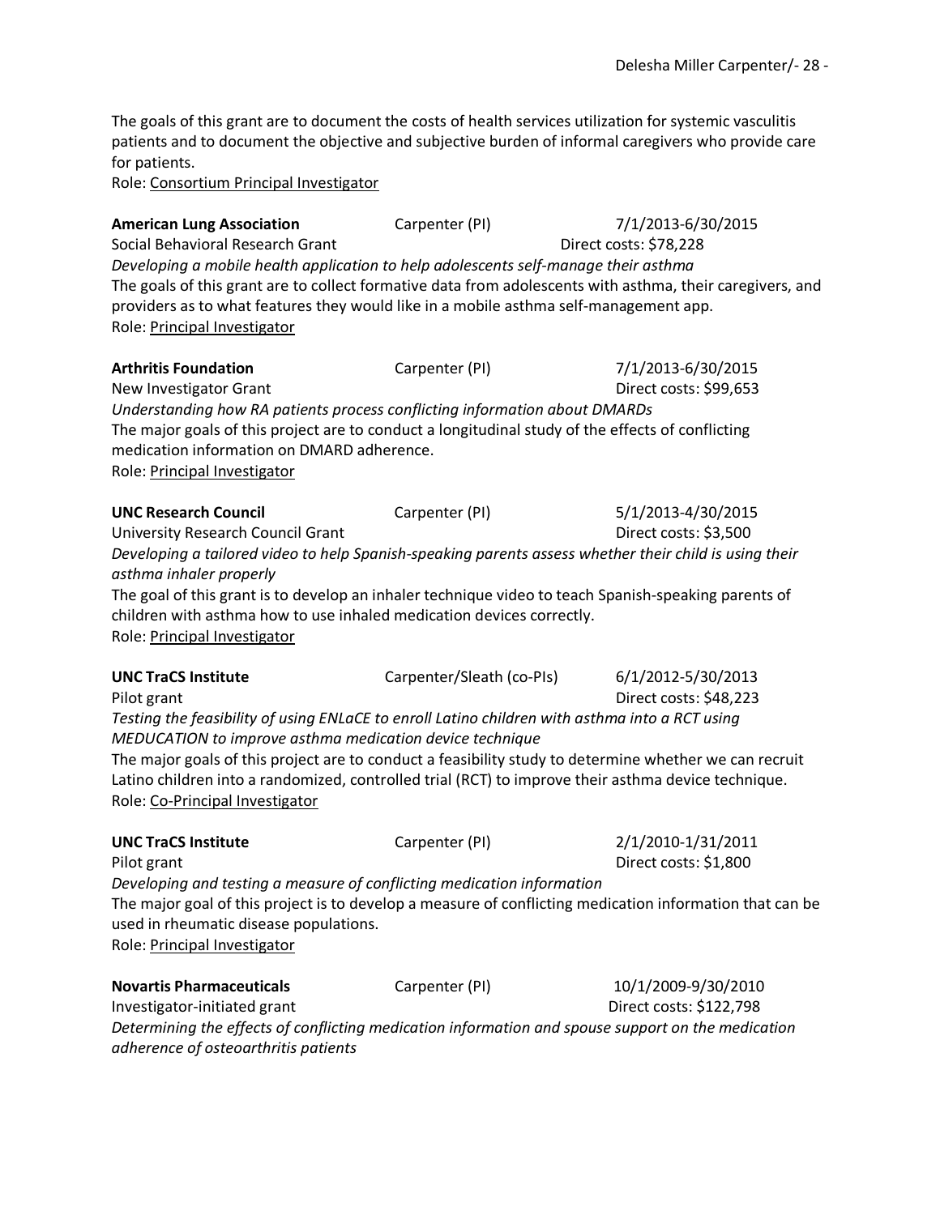The goals of this grant are to document the costs of health services utilization for systemic vasculitis patients and to document the objective and subjective burden of informal caregivers who provide care for patients.
Role: Consortium Principal Investigator

**American Lung Association** Carpenter (PI) 7/1/2013-6/30/2015
Social Behavioral Research Grant Direct costs: $78,228
*Developing a mobile health application to help adolescents self-manage their asthma*
The goals of this grant are to collect formative data from adolescents with asthma, their caregivers, and providers as to what features they would like in a mobile asthma self-management app.
Role: Principal Investigator

**Arthritis Foundation** Carpenter (PI) 7/1/2013-6/30/2015
New Investigator Grant Direct costs: $99,653
*Understanding how RA patients process conflicting information about DMARDs*
The major goals of this project are to conduct a longitudinal study of the effects of conflicting medication information on DMARD adherence.
Role: Principal Investigator

**UNC Research Council** Carpenter (PI) 5/1/2013-4/30/2015
University Research Council Grant Direct costs: $3,500
*Developing a tailored video to help Spanish-speaking parents assess whether their child is using their asthma inhaler properly*
The goal of this grant is to develop an inhaler technique video to teach Spanish-speaking parents of children with asthma how to use inhaled medication devices correctly.
Role: Principal Investigator

**UNC TraCS Institute** Carpenter/Sleath (co-PIs) 6/1/2012-5/30/2013
Pilot grant Direct costs: $48,223
*Testing the feasibility of using ENLaCE to enroll Latino children with asthma into a RCT using MEDUCATION to improve asthma medication device technique*
The major goals of this project are to conduct a feasibility study to determine whether we can recruit Latino children into a randomized, controlled trial (RCT) to improve their asthma device technique.
Role: Co-Principal Investigator

**UNC TraCS Institute** Carpenter (PI) 2/1/2010-1/31/2011
Pilot grant Direct costs: $1,800
*Developing and testing a measure of conflicting medication information*
The major goal of this project is to develop a measure of conflicting medication information that can be used in rheumatic disease populations.
Role: Principal Investigator

**Novartis Pharmaceuticals** Carpenter (PI) 10/1/2009-9/30/2010
Investigator-initiated grant Direct costs: $122,798
*Determining the effects of conflicting medication information and spouse support on the medication adherence of osteoarthritis patients*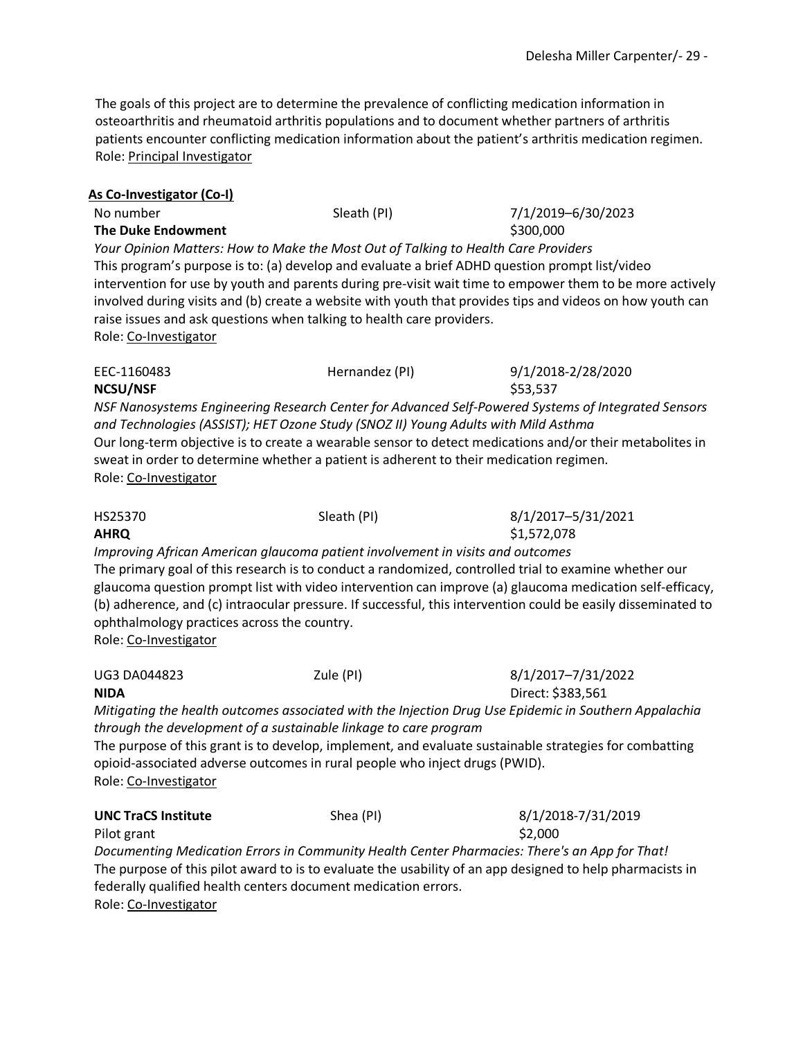The goals of this project are to determine the prevalence of conflicting medication information in osteoarthritis and rheumatoid arthritis populations and to document whether partners of arthritis patients encounter conflicting medication information about the patient's arthritis medication regimen.
Role: Principal Investigator

**As Co-Investigator (Co-I)**

No number | Sleath (PI) | 7/1/2019–6/30/2023
**The Duke Endowment** | | $300,000
*Your Opinion Matters: How to Make the Most Out of Talking to Health Care Providers*
This program's purpose is to: (a) develop and evaluate a brief ADHD question prompt list/video intervention for use by youth and parents during pre-visit wait time to empower them to be more actively involved during visits and (b) create a website with youth that provides tips and videos on how youth can raise issues and ask questions when talking to health care providers.
Role: Co-Investigator

EEC-1160483 | Hernandez (PI) | 9/1/2018-2/28/2020
**NCSU/NSF** | | $53,537
*NSF Nanosystems Engineering Research Center for Advanced Self-Powered Systems of Integrated Sensors and Technologies (ASSIST); HET Ozone Study (SNOZ II) Young Adults with Mild Asthma*
Our long-term objective is to create a wearable sensor to detect medications and/or their metabolites in sweat in order to determine whether a patient is adherent to their medication regimen.
Role: Co-Investigator

HS25370 | Sleath (PI) | 8/1/2017–5/31/2021
**AHRQ** | | $1,572,078
*Improving African American glaucoma patient involvement in visits and outcomes*
The primary goal of this research is to conduct a randomized, controlled trial to examine whether our glaucoma question prompt list with video intervention can improve (a) glaucoma medication self-efficacy, (b) adherence, and (c) intraocular pressure. If successful, this intervention could be easily disseminated to ophthalmology practices across the country.
Role: Co-Investigator

UG3 DA044823 | Zule (PI) | 8/1/2017–7/31/2022
**NIDA** | | Direct: $383,561
*Mitigating the health outcomes associated with the Injection Drug Use Epidemic in Southern Appalachia through the development of a sustainable linkage to care program*
The purpose of this grant is to develop, implement, and evaluate sustainable strategies for combatting opioid-associated adverse outcomes in rural people who inject drugs (PWID).
Role: Co-Investigator

**UNC TraCS Institute** | Shea (PI) | 8/1/2018-7/31/2019
Pilot grant | | $2,000
*Documenting Medication Errors in Community Health Center Pharmacies: There's an App for That!*
The purpose of this pilot award to is to evaluate the usability of an app designed to help pharmacists in federally qualified health centers document medication errors.
Role: Co-Investigator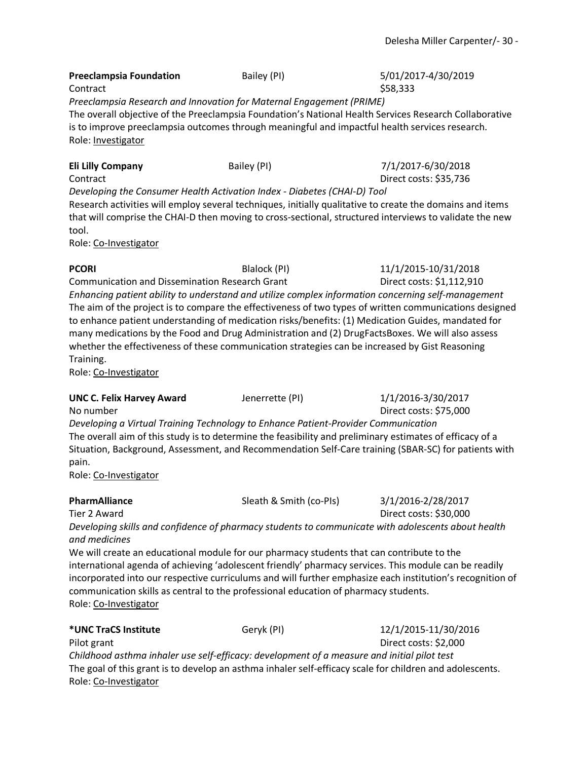**Preeclampsia Foundation** Bailey (PI) 5/01/2017-4/30/2019
Contract $58,333
*Preeclampsia Research and Innovation for Maternal Engagement (PRIME)*
The overall objective of the Preeclampsia Foundation's National Health Services Research Collaborative is to improve preeclampsia outcomes through meaningful and impactful health services research.
Role: Investigator

**Eli Lilly Company** Bailey (PI) 7/1/2017-6/30/2018
Contract Direct costs: $35,736
*Developing the Consumer Health Activation Index - Diabetes (CHAI-D) Tool*
Research activities will employ several techniques, initially qualitative to create the domains and items that will comprise the CHAI-D then moving to cross-sectional, structured interviews to validate the new tool.
Role: Co-Investigator

**PCORI** Blalock (PI) 11/1/2015-10/31/2018
Communication and Dissemination Research Grant Direct costs: $1,112,910
*Enhancing patient ability to understand and utilize complex information concerning self-management*
The aim of the project is to compare the effectiveness of two types of written communications designed to enhance patient understanding of medication risks/benefits: (1) Medication Guides, mandated for many medications by the Food and Drug Administration and (2) DrugFactsBoxes. We will also assess whether the effectiveness of these communication strategies can be increased by Gist Reasoning Training.
Role: Co-Investigator

**UNC C. Felix Harvey Award** Jenerrette (PI) 1/1/2016-3/30/2017
No number Direct costs: $75,000
*Developing a Virtual Training Technology to Enhance Patient-Provider Communication*
The overall aim of this study is to determine the feasibility and preliminary estimates of efficacy of a Situation, Background, Assessment, and Recommendation Self-Care training (SBAR-SC) for patients with pain.
Role: Co-Investigator

**PharmAlliance** Sleath & Smith (co-PIs) 3/1/2016-2/28/2017
Tier 2 Award Direct costs: $30,000
*Developing skills and confidence of pharmacy students to communicate with adolescents about health and medicines*
We will create an educational module for our pharmacy students that can contribute to the international agenda of achieving 'adolescent friendly' pharmacy services. This module can be readily incorporated into our respective curriculums and will further emphasize each institution's recognition of communication skills as central to the professional education of pharmacy students.
Role: Co-Investigator

**\*UNC TraCS Institute** Geryk (PI) 12/1/2015-11/30/2016
Pilot grant Direct costs: $2,000
*Childhood asthma inhaler use self-efficacy: development of a measure and initial pilot test*
The goal of this grant is to develop an asthma inhaler self-efficacy scale for children and adolescents.
Role: Co-Investigator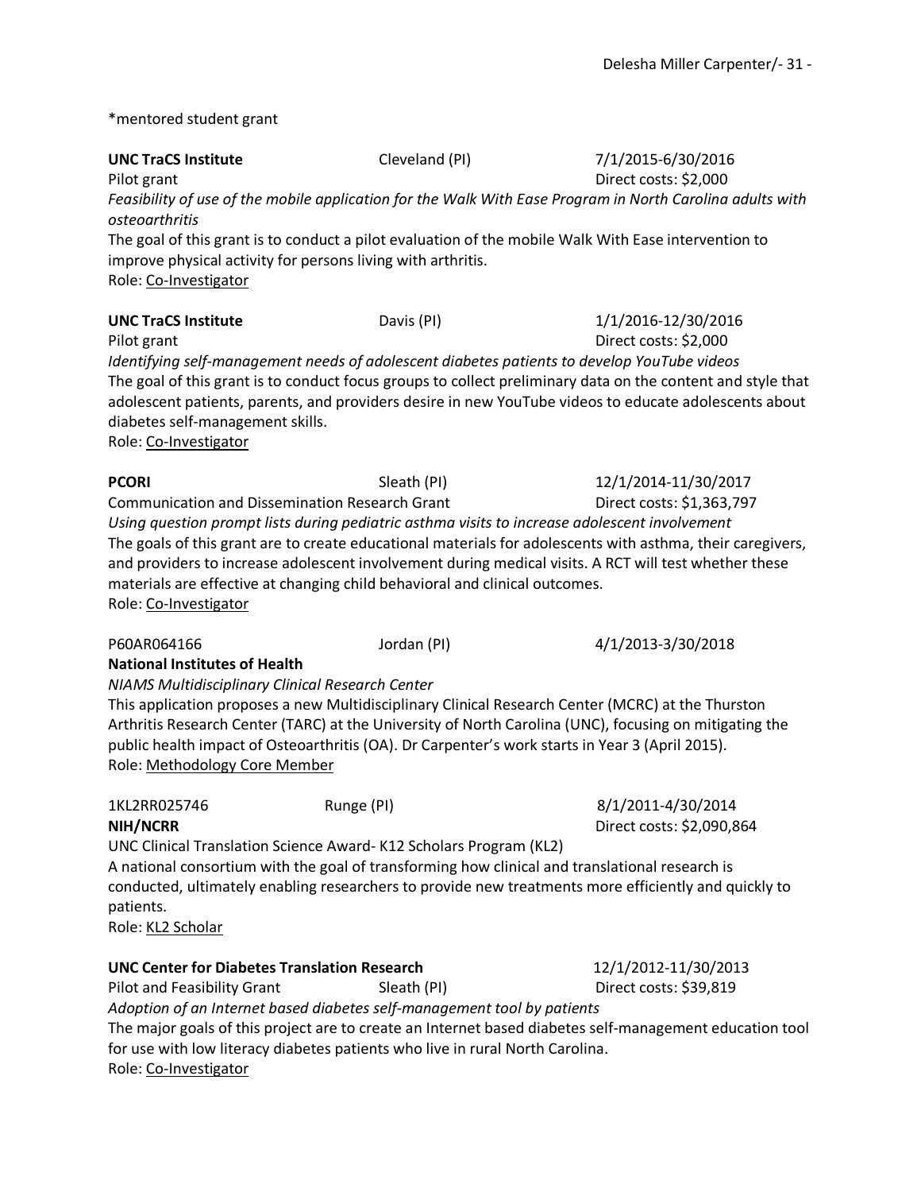*mentored student grant

**UNC TraCS Institute** Cleveland (PI) 7/1/2015-6/30/2016
Pilot grant Direct costs: $2,000
*Feasibility of use of the mobile application for the Walk With Ease Program in North Carolina adults with osteoarthritis*
The goal of this grant is to conduct a pilot evaluation of the mobile Walk With Ease intervention to improve physical activity for persons living with arthritis.
Role: Co-Investigator

**UNC TraCS Institute** Davis (PI) 1/1/2016-12/30/2016
Pilot grant Direct costs: $2,000
*Identifying self-management needs of adolescent diabetes patients to develop YouTube videos*
The goal of this grant is to conduct focus groups to collect preliminary data on the content and style that adolescent patients, parents, and providers desire in new YouTube videos to educate adolescents about diabetes self-management skills.
Role: Co-Investigator

**PCORI** Sleath (PI) 12/1/2014-11/30/2017
Communication and Dissemination Research Grant Direct costs: $1,363,797
*Using question prompt lists during pediatric asthma visits to increase adolescent involvement*
The goals of this grant are to create educational materials for adolescents with asthma, their caregivers, and providers to increase adolescent involvement during medical visits. A RCT will test whether these materials are effective at changing child behavioral and clinical outcomes.
Role: Co-Investigator

P60AR064166 Jordan (PI) 4/1/2013-3/30/2018
**National Institutes of Health**
*NIAMS Multidisciplinary Clinical Research Center*
This application proposes a new Multidisciplinary Clinical Research Center (MCRC) at the Thurston Arthritis Research Center (TARC) at the University of North Carolina (UNC), focusing on mitigating the public health impact of Osteoarthritis (OA). Dr Carpenter's work starts in Year 3 (April 2015).
Role: Methodology Core Member

1KL2RR025746 Runge (PI) 8/1/2011-4/30/2014
**NIH/NCRR** Direct costs: $2,090,864
UNC Clinical Translation Science Award- K12 Scholars Program (KL2)
A national consortium with the goal of transforming how clinical and translational research is conducted, ultimately enabling researchers to provide new treatments more efficiently and quickly to patients.
Role: KL2 Scholar

**UNC Center for Diabetes Translation Research** 12/1/2012-11/30/2013
Pilot and Feasibility Grant Sleath (PI) Direct costs: $39,819
*Adoption of an Internet based diabetes self-management tool by patients*
The major goals of this project are to create an Internet based diabetes self-management education tool for use with low literacy diabetes patients who live in rural North Carolina.
Role: Co-Investigator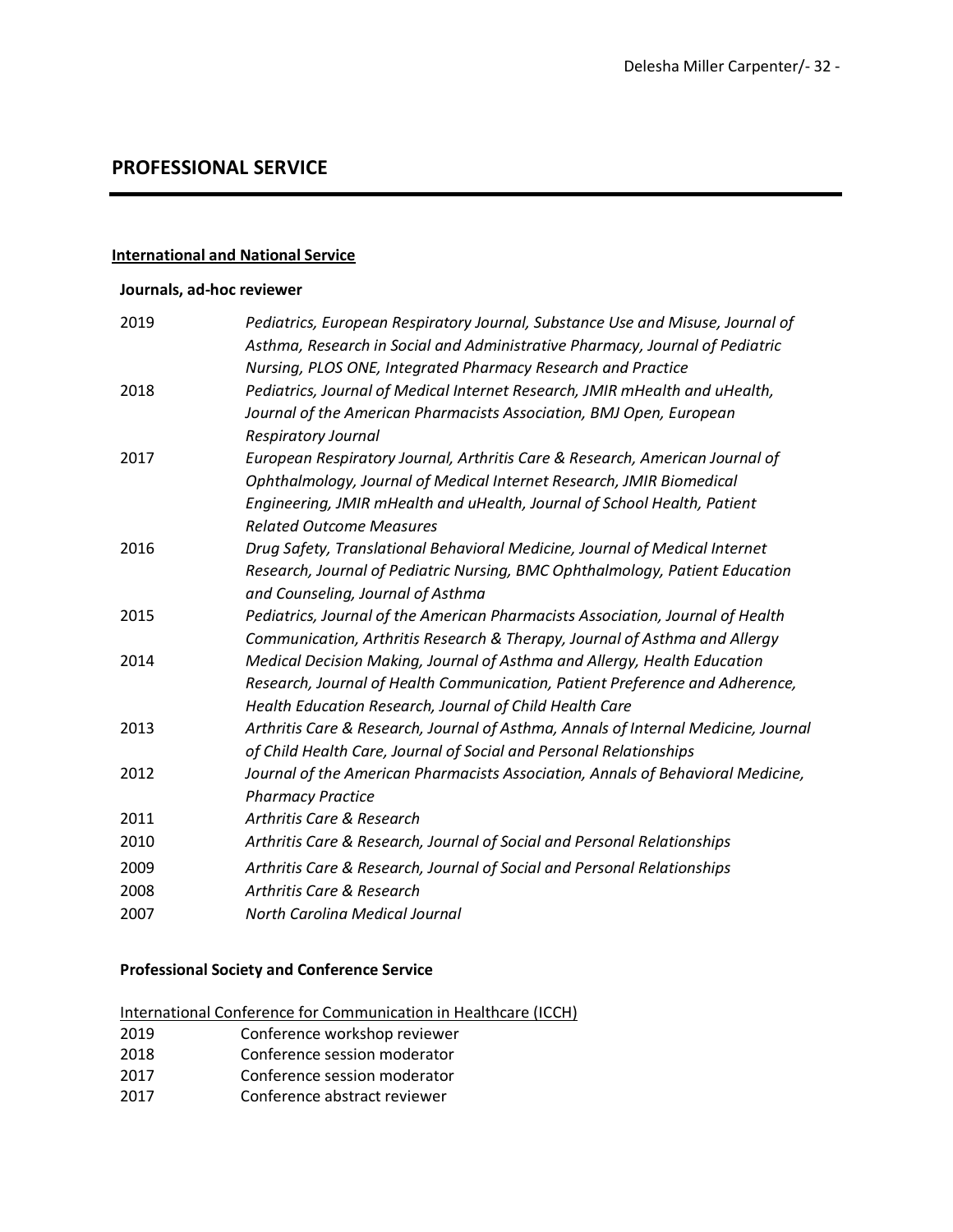## PROFESSIONAL SERVICE

### International and National Service

**Journals, ad-hoc reviewer**

| | |
|---|---|
| 2019 | *Pediatrics, European Respiratory Journal, Substance Use and Misuse, Journal of Asthma, Research in Social and Administrative Pharmacy, Journal of Pediatric Nursing, PLOS ONE, Integrated Pharmacy Research and Practice* |
| 2018 | *Pediatrics, Journal of Medical Internet Research, JMIR mHealth and uHealth, Journal of the American Pharmacists Association, BMJ Open, European Respiratory Journal* |
| 2017 | *European Respiratory Journal, Arthritis Care & Research, American Journal of Ophthalmology, Journal of Medical Internet Research, JMIR Biomedical Engineering, JMIR mHealth and uHealth, Journal of School Health, Patient Related Outcome Measures* |
| 2016 | *Drug Safety, Translational Behavioral Medicine, Journal of Medical Internet Research, Journal of Pediatric Nursing, BMC Ophthalmology, Patient Education and Counseling, Journal of Asthma* |
| 2015 | *Pediatrics, Journal of the American Pharmacists Association, Journal of Health Communication, Arthritis Research & Therapy, Journal of Asthma and Allergy* |
| 2014 | *Medical Decision Making, Journal of Asthma and Allergy, Health Education Research, Journal of Health Communication, Patient Preference and Adherence, Health Education Research, Journal of Child Health Care* |
| 2013 | *Arthritis Care & Research, Journal of Asthma, Annals of Internal Medicine, Journal of Child Health Care, Journal of Social and Personal Relationships* |
| 2012 | *Journal of the American Pharmacists Association, Annals of Behavioral Medicine, Pharmacy Practice* |
| 2011 | *Arthritis Care & Research* |
| 2010 | *Arthritis Care & Research, Journal of Social and Personal Relationships* |
| 2009 | *Arthritis Care & Research, Journal of Social and Personal Relationships* |
| 2008 | *Arthritis Care & Research* |
| 2007 | *North Carolina Medical Journal* |

**Professional Society and Conference Service**

International Conference for Communication in Healthcare (ICCH)

| | |
|---|---|
| 2019 | Conference workshop reviewer |
| 2018 | Conference session moderator |
| 2017 | Conference session moderator |
| 2017 | Conference abstract reviewer |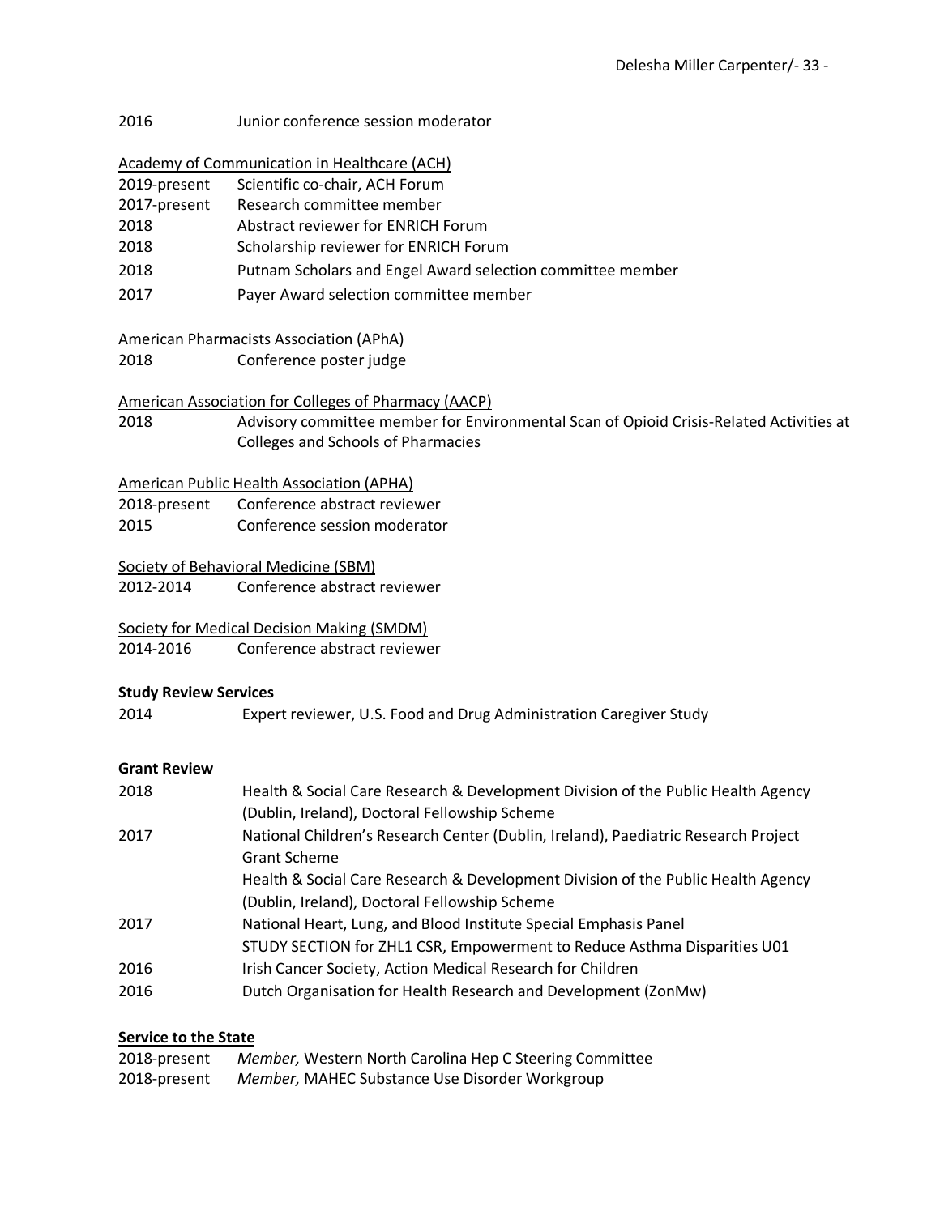2016 Junior conference session moderator

Academy of Communication in Healthcare (ACH)

2019-present Scientific co-chair, ACH Forum
2017-present Research committee member
2018 Abstract reviewer for ENRICH Forum
2018 Scholarship reviewer for ENRICH Forum
2018 Putnam Scholars and Engel Award selection committee member
2017 Payer Award selection committee member

American Pharmacists Association (APhA)

2018 Conference poster judge

American Association for Colleges of Pharmacy (AACP)

2018 Advisory committee member for Environmental Scan of Opioid Crisis-Related Activities at Colleges and Schools of Pharmacies

American Public Health Association (APHA)

2018-present Conference abstract reviewer
2015 Conference session moderator

Society of Behavioral Medicine (SBM)

2012-2014 Conference abstract reviewer

Society for Medical Decision Making (SMDM)

2014-2016 Conference abstract reviewer

**Study Review Services**

2014 Expert reviewer, U.S. Food and Drug Administration Caregiver Study

**Grant Review**

2018 Health & Social Care Research & Development Division of the Public Health Agency (Dublin, Ireland), Doctoral Fellowship Scheme
2017 National Children's Research Center (Dublin, Ireland), Paediatric Research Project Grant Scheme
Health & Social Care Research & Development Division of the Public Health Agency (Dublin, Ireland), Doctoral Fellowship Scheme
2017 National Heart, Lung, and Blood Institute Special Emphasis Panel
STUDY SECTION for ZHL1 CSR, Empowerment to Reduce Asthma Disparities U01
2016 Irish Cancer Society, Action Medical Research for Children
2016 Dutch Organisation for Health Research and Development (ZonMw)

**Service to the State**

2018-present *Member,* Western North Carolina Hep C Steering Committee
2018-present *Member,* MAHEC Substance Use Disorder Workgroup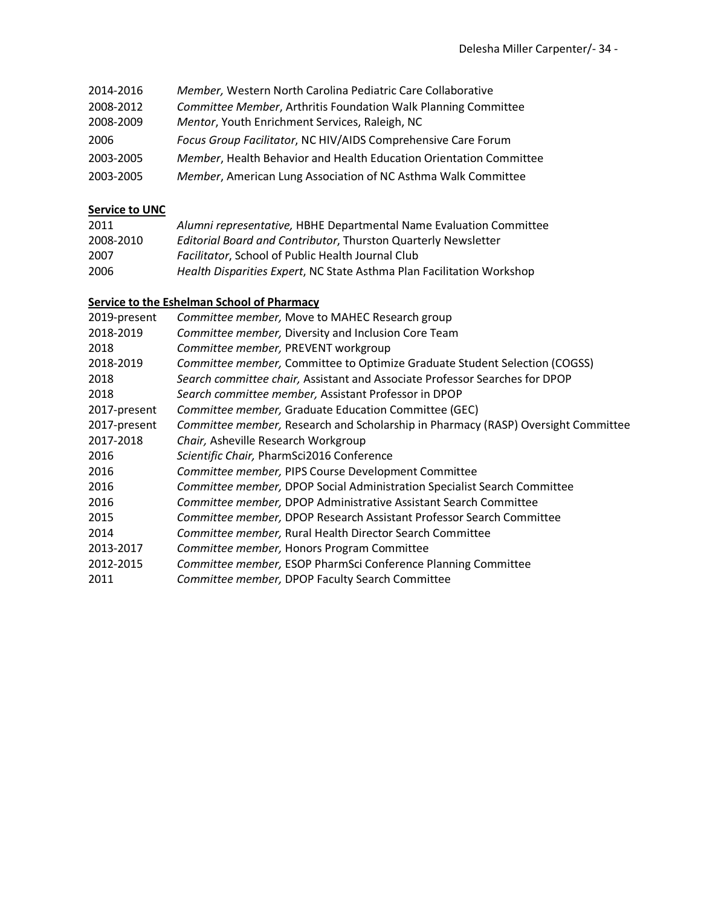2014-2016 *Member,* Western North Carolina Pediatric Care Collaborative
2008-2012 *Committee Member*, Arthritis Foundation Walk Planning Committee
2008-2009 *Mentor*, Youth Enrichment Services, Raleigh, NC
2006 *Focus Group Facilitator*, NC HIV/AIDS Comprehensive Care Forum
2003-2005 *Member*, Health Behavior and Health Education Orientation Committee
2003-2005 *Member*, American Lung Association of NC Asthma Walk Committee

**Service to UNC**

2011 *Alumni representative,* HBHE Departmental Name Evaluation Committee
2008-2010 *Editorial Board and Contributor*, Thurston Quarterly Newsletter
2007 *Facilitator*, School of Public Health Journal Club
2006 *Health Disparities Expert*, NC State Asthma Plan Facilitation Workshop

**Service to the Eshelman School of Pharmacy**

2019-present *Committee member,* Move to MAHEC Research group
2018-2019 *Committee member,* Diversity and Inclusion Core Team
2018 *Committee member,* PREVENT workgroup
2018-2019 *Committee member,* Committee to Optimize Graduate Student Selection (COGSS)
2018 *Search committee chair,* Assistant and Associate Professor Searches for DPOP
2018 *Search committee member,* Assistant Professor in DPOP
2017-present *Committee member,* Graduate Education Committee (GEC)
2017-present *Committee member,* Research and Scholarship in Pharmacy (RASP) Oversight Committee
2017-2018 *Chair,* Asheville Research Workgroup
2016 *Scientific Chair,* PharmSci2016 Conference
2016 *Committee member,* PIPS Course Development Committee
2016 *Committee member,* DPOP Social Administration Specialist Search Committee
2016 *Committee member,* DPOP Administrative Assistant Search Committee
2015 *Committee member,* DPOP Research Assistant Professor Search Committee
2014 *Committee member,* Rural Health Director Search Committee
2013-2017 *Committee member,* Honors Program Committee
2012-2015 *Committee member,* ESOP PharmSci Conference Planning Committee
2011 *Committee member,* DPOP Faculty Search Committee